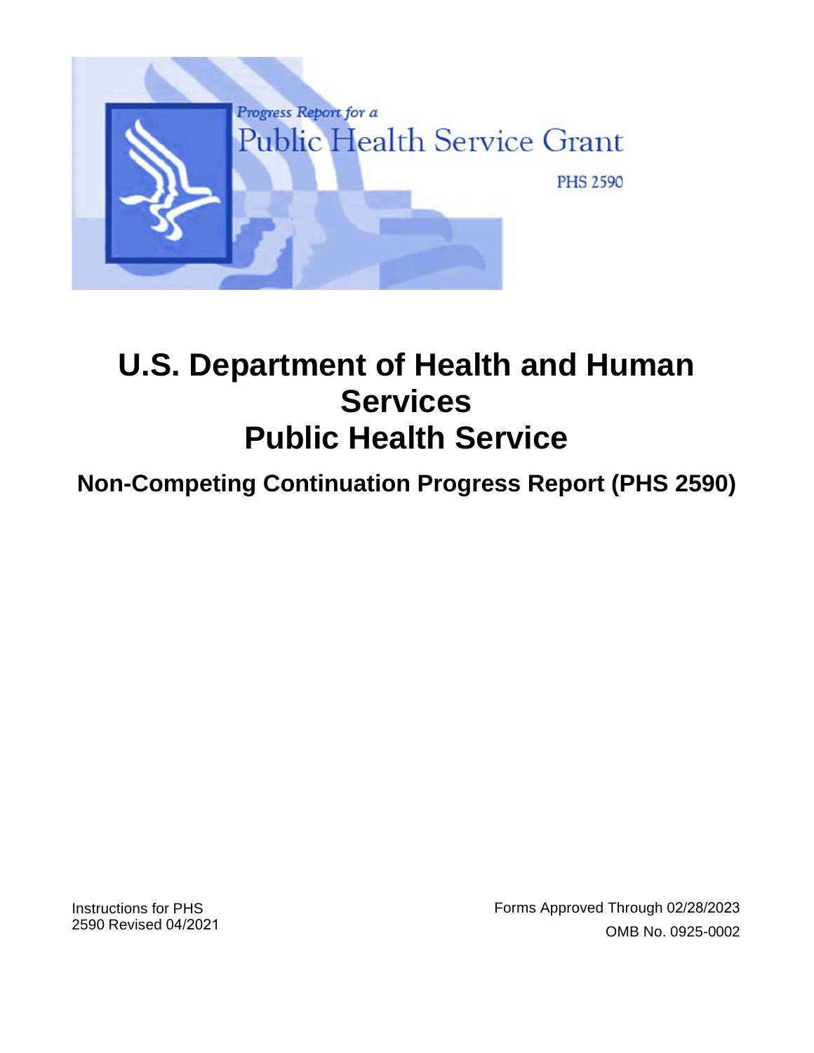Progress Report for a

Public Health Service Grant

PHS 2590

# U.S. Department of Health and Human Services

# Public Health Service

## Non-Competing Continuation Progress Report (PHS 2590)

Instructions for PHS 2590 Revised 04/2021

Forms Approved Through 02/28/2023

OMB No. 0925-0002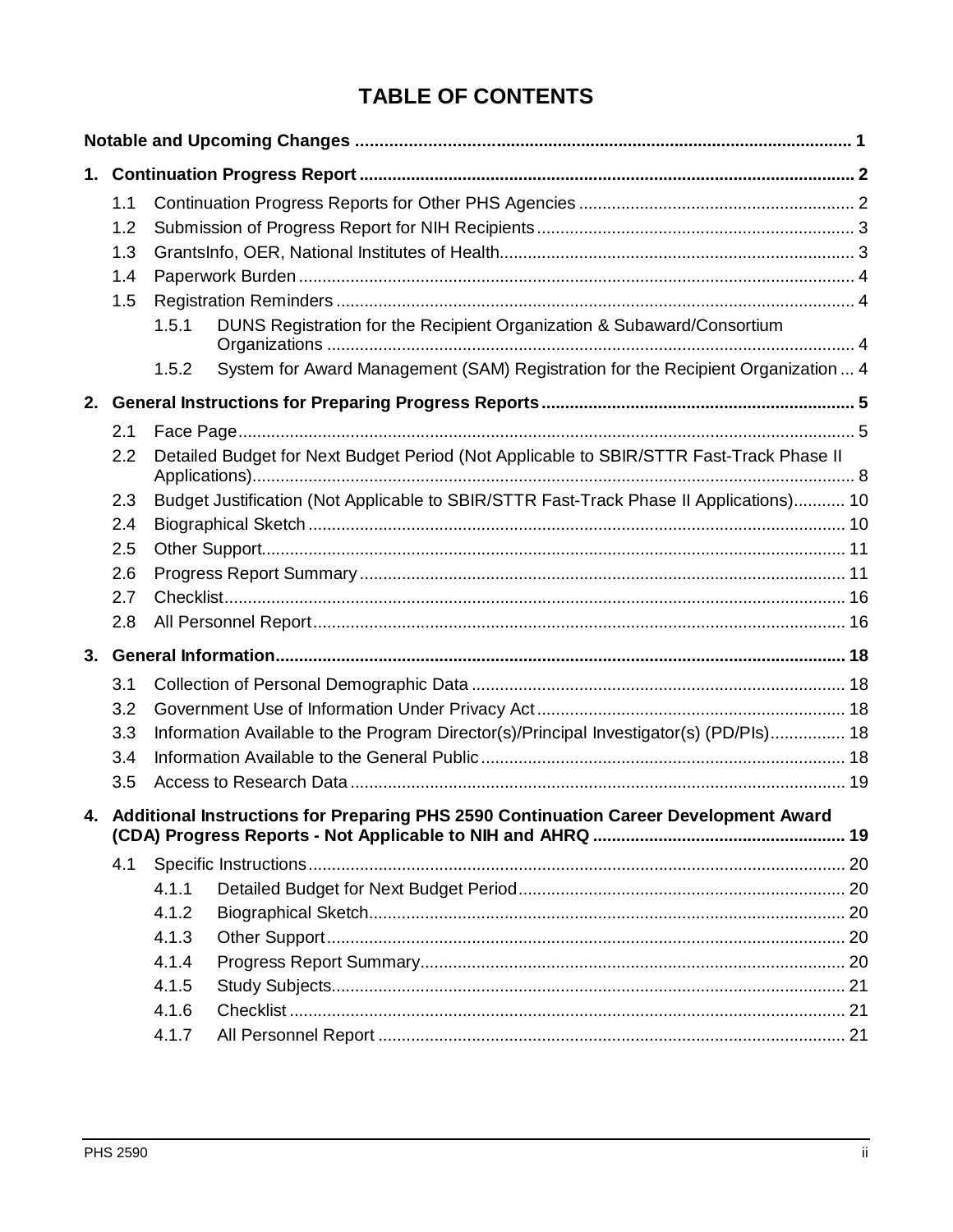# TABLE OF CONTENTS

**Notable and Upcoming Changes** ........................................................ 1

**1. Continuation Progress Report** ........................................................ 2

- 1.1 Continuation Progress Reports for Other PHS Agencies ........................................................ 2
- 1.2 Submission of Progress Report for NIH Recipients ........................................................ 3
- 1.3 GrantsInfo, OER, National Institutes of Health ........................................................ 3
- 1.4 Paperwork Burden ........................................................ 4
- 1.5 Registration Reminders ........................................................ 4
  - 1.5.1 DUNS Registration for the Recipient Organization & Subaward/Consortium Organizations ........................................................ 4
  - 1.5.2 System for Award Management (SAM) Registration for the Recipient Organization ... 4

**2. General Instructions for Preparing Progress Reports** ........................................................ 5

- 2.1 Face Page ........................................................ 5
- 2.2 Detailed Budget for Next Budget Period (Not Applicable to SBIR/STTR Fast-Track Phase II Applications) ........................................................ 8
- 2.3 Budget Justification (Not Applicable to SBIR/STTR Fast-Track Phase II Applications) ........... 10
- 2.4 Biographical Sketch ........................................................ 10
- 2.5 Other Support ........................................................ 11
- 2.6 Progress Report Summary ........................................................ 11
- 2.7 Checklist ........................................................ 16
- 2.8 All Personnel Report ........................................................ 16

**3. General Information** ........................................................ 18

- 3.1 Collection of Personal Demographic Data ........................................................ 18
- 3.2 Government Use of Information Under Privacy Act ........................................................ 18
- 3.3 Information Available to the Program Director(s)/Principal Investigator(s) (PD/PIs) ................ 18
- 3.4 Information Available to the General Public ........................................................ 18
- 3.5 Access to Research Data ........................................................ 19

**4. Additional Instructions for Preparing PHS 2590 Continuation Career Development Award (CDA) Progress Reports - Not Applicable to NIH and AHRQ** ........................................................ 19

- 4.1 Specific Instructions ........................................................ 20
  - 4.1.1 Detailed Budget for Next Budget Period ........................................................ 20
  - 4.1.2 Biographical Sketch ........................................................ 20
  - 4.1.3 Other Support ........................................................ 20
  - 4.1.4 Progress Report Summary ........................................................ 20
  - 4.1.5 Study Subjects ........................................................ 21
  - 4.1.6 Checklist ........................................................ 21
  - 4.1.7 All Personnel Report ........................................................ 21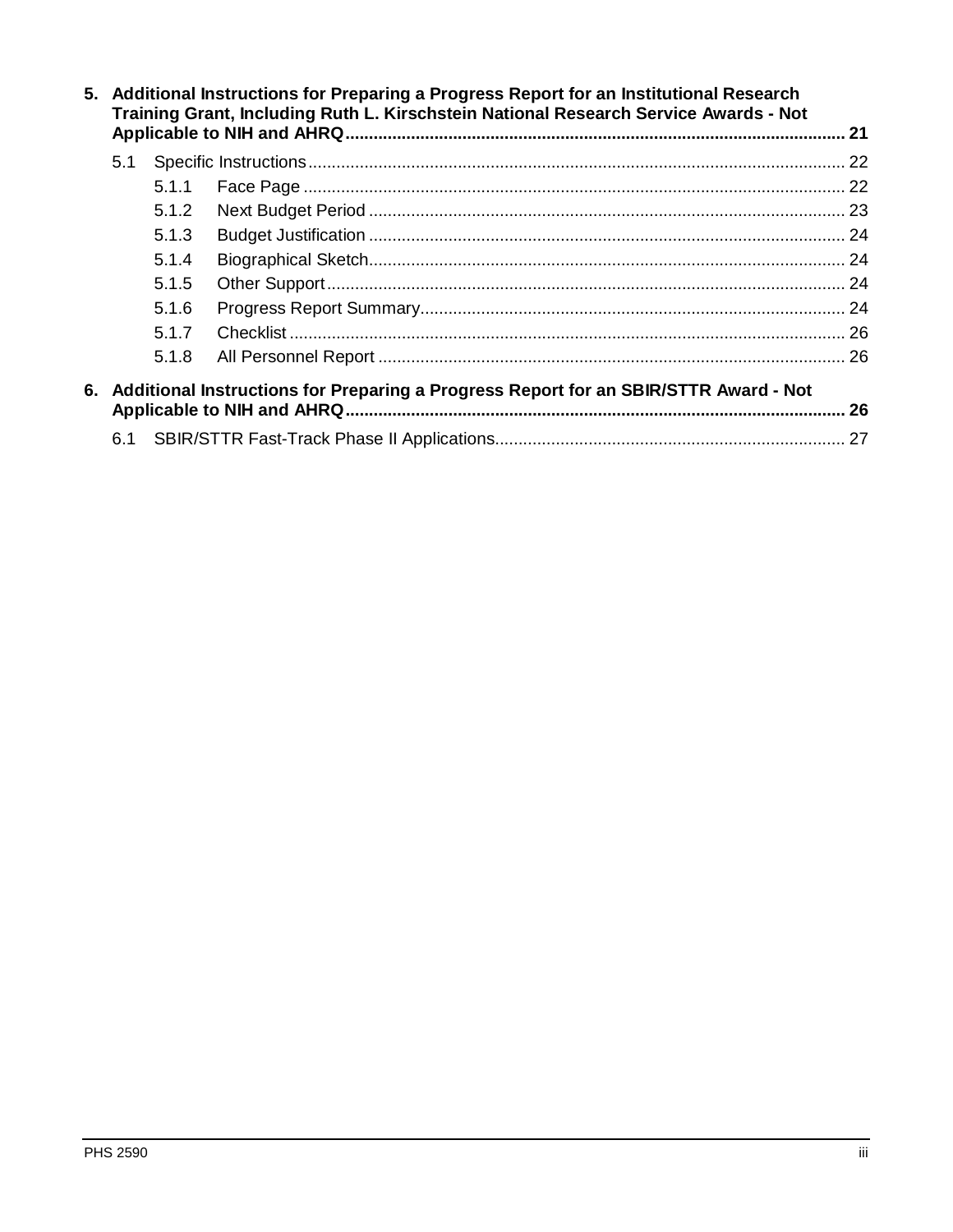**5. Additional Instructions for Preparing a Progress Report for an Institutional Research Training Grant, Including Ruth L. Kirschstein National Research Service Awards - Not Applicable to NIH and AHRQ** .......... 21

- 5.1 Specific Instructions .......... 22
  - 5.1.1 Face Page .......... 22
  - 5.1.2 Next Budget Period .......... 23
  - 5.1.3 Budget Justification .......... 24
  - 5.1.4 Biographical Sketch .......... 24
  - 5.1.5 Other Support .......... 24
  - 5.1.6 Progress Report Summary .......... 24
  - 5.1.7 Checklist .......... 26
  - 5.1.8 All Personnel Report .......... 26

**6. Additional Instructions for Preparing a Progress Report for an SBIR/STTR Award - Not Applicable to NIH and AHRQ** .......... 26

- 6.1 SBIR/STTR Fast-Track Phase II Applications .......... 27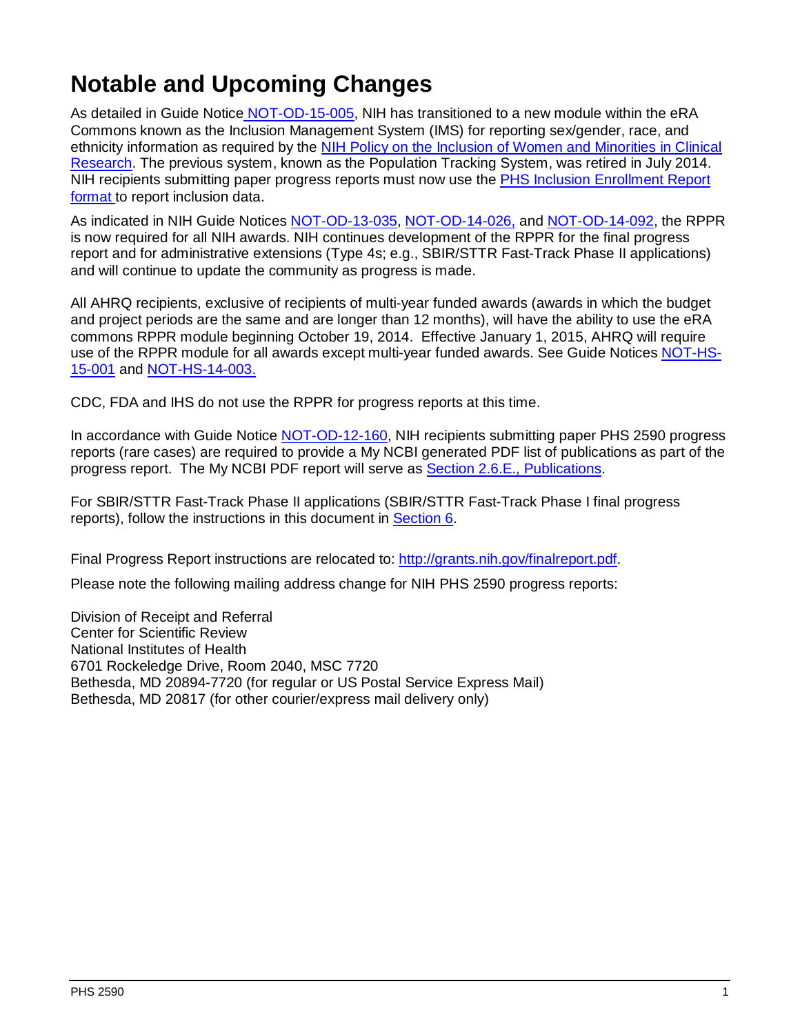# Notable and Upcoming Changes

As detailed in Guide Notice NOT-OD-15-005, NIH has transitioned to a new module within the eRA Commons known as the Inclusion Management System (IMS) for reporting sex/gender, race, and ethnicity information as required by the NIH Policy on the Inclusion of Women and Minorities in Clinical Research. The previous system, known as the Population Tracking System, was retired in July 2014. NIH recipients submitting paper progress reports must now use the PHS Inclusion Enrollment Report format to report inclusion data.

As indicated in NIH Guide Notices NOT-OD-13-035, NOT-OD-14-026, and NOT-OD-14-092, the RPPR is now required for all NIH awards. NIH continues development of the RPPR for the final progress report and for administrative extensions (Type 4s; e.g., SBIR/STTR Fast-Track Phase II applications) and will continue to update the community as progress is made.

All AHRQ recipients, exclusive of recipients of multi-year funded awards (awards in which the budget and project periods are the same and are longer than 12 months), will have the ability to use the eRA commons RPPR module beginning October 19, 2014. Effective January 1, 2015, AHRQ will require use of the RPPR module for all awards except multi-year funded awards. See Guide Notices NOT-HS-15-001 and NOT-HS-14-003.

CDC, FDA and IHS do not use the RPPR for progress reports at this time.

In accordance with Guide Notice NOT-OD-12-160, NIH recipients submitting paper PHS 2590 progress reports (rare cases) are required to provide a My NCBI generated PDF list of publications as part of the progress report. The My NCBI PDF report will serve as Section 2.6.E., Publications.

For SBIR/STTR Fast-Track Phase II applications (SBIR/STTR Fast-Track Phase I final progress reports), follow the instructions in this document in Section 6.

Final Progress Report instructions are relocated to: http://grants.nih.gov/finalreport.pdf.

Please note the following mailing address change for NIH PHS 2590 progress reports:

Division of Receipt and Referral
Center for Scientific Review
National Institutes of Health
6701 Rockeledge Drive, Room 2040, MSC 7720
Bethesda, MD 20894-7720 (for regular or US Postal Service Express Mail)
Bethesda, MD 20817 (for other courier/express mail delivery only)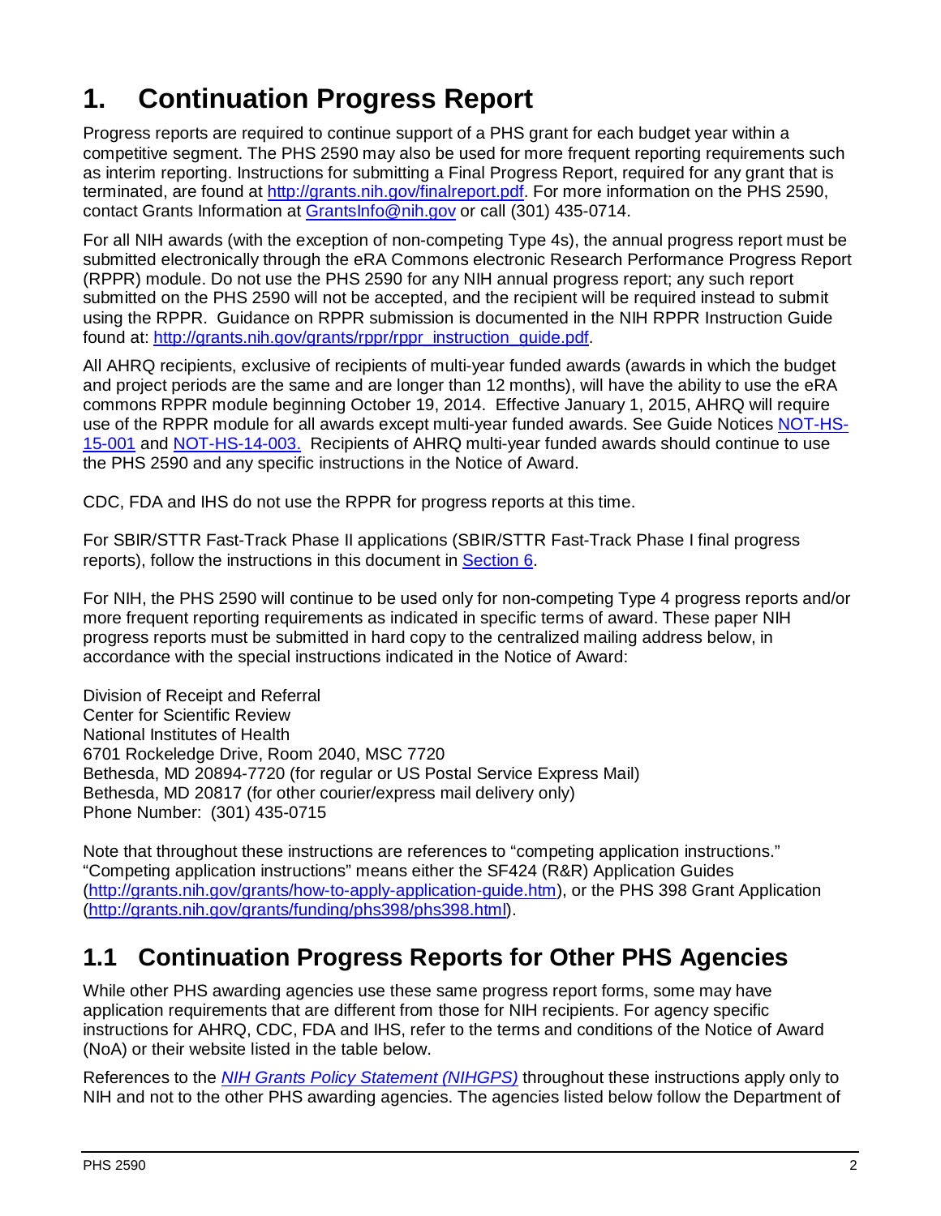# 1. Continuation Progress Report

Progress reports are required to continue support of a PHS grant for each budget year within a competitive segment. The PHS 2590 may also be used for more frequent reporting requirements such as interim reporting. Instructions for submitting a Final Progress Report, required for any grant that is terminated, are found at [http://grants.nih.gov/finalreport.pdf](http://grants.nih.gov/finalreport.pdf). For more information on the PHS 2590, contact Grants Information at [GrantsInfo@nih.gov](mailto:GrantsInfo@nih.gov) or call (301) 435-0714.

For all NIH awards (with the exception of non-competing Type 4s), the annual progress report must be submitted electronically through the eRA Commons electronic Research Performance Progress Report (RPPR) module. Do not use the PHS 2590 for any NIH annual progress report; any such report submitted on the PHS 2590 will not be accepted, and the recipient will be required instead to submit using the RPPR. Guidance on RPPR submission is documented in the NIH RPPR Instruction Guide found at: [http://grants.nih.gov/grants/rppr/rppr_instruction_guide.pdf](http://grants.nih.gov/grants/rppr/rppr_instruction_guide.pdf).

All AHRQ recipients, exclusive of recipients of multi-year funded awards (awards in which the budget and project periods are the same and are longer than 12 months), will have the ability to use the eRA commons RPPR module beginning October 19, 2014. Effective January 1, 2015, AHRQ will require use of the RPPR module for all awards except multi-year funded awards. See Guide Notices NOT-HS-15-001 and NOT-HS-14-003. Recipients of AHRQ multi-year funded awards should continue to use the PHS 2590 and any specific instructions in the Notice of Award.

CDC, FDA and IHS do not use the RPPR for progress reports at this time.

For SBIR/STTR Fast-Track Phase II applications (SBIR/STTR Fast-Track Phase I final progress reports), follow the instructions in this document in Section 6.

For NIH, the PHS 2590 will continue to be used only for non-competing Type 4 progress reports and/or more frequent reporting requirements as indicated in specific terms of award. These paper NIH progress reports must be submitted in hard copy to the centralized mailing address below, in accordance with the special instructions indicated in the Notice of Award:

Division of Receipt and Referral
Center for Scientific Review
National Institutes of Health
6701 Rockeledge Drive, Room 2040, MSC 7720
Bethesda, MD 20894-7720 (for regular or US Postal Service Express Mail)
Bethesda, MD 20817 (for other courier/express mail delivery only)
Phone Number: (301) 435-0715

Note that throughout these instructions are references to "competing application instructions." "Competing application instructions" means either the SF424 (R&R) Application Guides ([http://grants.nih.gov/grants/how-to-apply-application-guide.htm](http://grants.nih.gov/grants/how-to-apply-application-guide.htm)), or the PHS 398 Grant Application ([http://grants.nih.gov/grants/funding/phs398/phs398.html](http://grants.nih.gov/grants/funding/phs398/phs398.html)).

## 1.1 Continuation Progress Reports for Other PHS Agencies

While other PHS awarding agencies use these same progress report forms, some may have application requirements that are different from those for NIH recipients. For agency specific instructions for AHRQ, CDC, FDA and IHS, refer to the terms and conditions of the Notice of Award (NoA) or their website listed in the table below.

References to the *NIH Grants Policy Statement (NIHGPS)* throughout these instructions apply only to NIH and not to the other PHS awarding agencies. The agencies listed below follow the Department of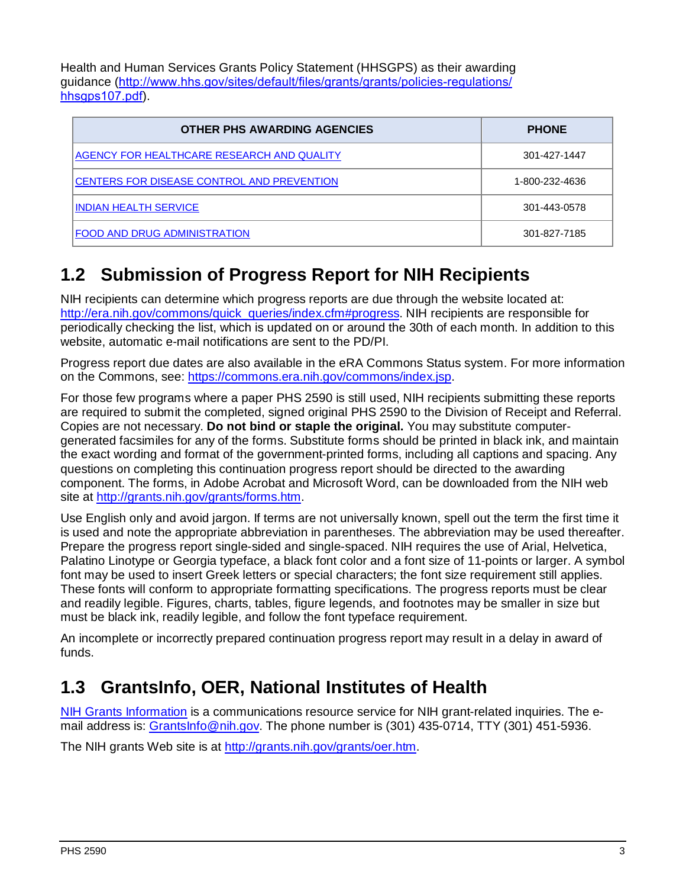Health and Human Services Grants Policy Statement (HHSGPS) as their awarding guidance (http://www.hhs.gov/sites/default/files/grants/grants/policies-regulations/hhsgps107.pdf).

| OTHER PHS AWARDING AGENCIES | PHONE |
|---|---|
| AGENCY FOR HEALTHCARE RESEARCH AND QUALITY | 301-427-1447 |
| CENTERS FOR DISEASE CONTROL AND PREVENTION | 1-800-232-4636 |
| INDIAN HEALTH SERVICE | 301-443-0578 |
| FOOD AND DRUG ADMINISTRATION | 301-827-7185 |

## 1.2 Submission of Progress Report for NIH Recipients

NIH recipients can determine which progress reports are due through the website located at: http://era.nih.gov/commons/quick_queries/index.cfm#progress. NIH recipients are responsible for periodically checking the list, which is updated on or around the 30th of each month. In addition to this website, automatic e-mail notifications are sent to the PD/PI.

Progress report due dates are also available in the eRA Commons Status system. For more information on the Commons, see: https://commons.era.nih.gov/commons/index.jsp.

For those few programs where a paper PHS 2590 is still used, NIH recipients submitting these reports are required to submit the completed, signed original PHS 2590 to the Division of Receipt and Referral. Copies are not necessary. **Do not bind or staple the original.** You may substitute computer-generated facsimiles for any of the forms. Substitute forms should be printed in black ink, and maintain the exact wording and format of the government-printed forms, including all captions and spacing. Any questions on completing this continuation progress report should be directed to the awarding component. The forms, in Adobe Acrobat and Microsoft Word, can be downloaded from the NIH web site at http://grants.nih.gov/grants/forms.htm.

Use English only and avoid jargon. If terms are not universally known, spell out the term the first time it is used and note the appropriate abbreviation in parentheses. The abbreviation may be used thereafter. Prepare the progress report single-sided and single-spaced. NIH requires the use of Arial, Helvetica, Palatino Linotype or Georgia typeface, a black font color and a font size of 11-points or larger. A symbol font may be used to insert Greek letters or special characters; the font size requirement still applies. These fonts will conform to appropriate formatting specifications. The progress reports must be clear and readily legible. Figures, charts, tables, figure legends, and footnotes may be smaller in size but must be black ink, readily legible, and follow the font typeface requirement.

An incomplete or incorrectly prepared continuation progress report may result in a delay in award of funds.

## 1.3 GrantsInfo, OER, National Institutes of Health

NIH Grants Information is a communications resource service for NIH grant-related inquiries. The e-mail address is: GrantsInfo@nih.gov. The phone number is (301) 435-0714, TTY (301) 451-5936.

The NIH grants Web site is at http://grants.nih.gov/grants/oer.htm.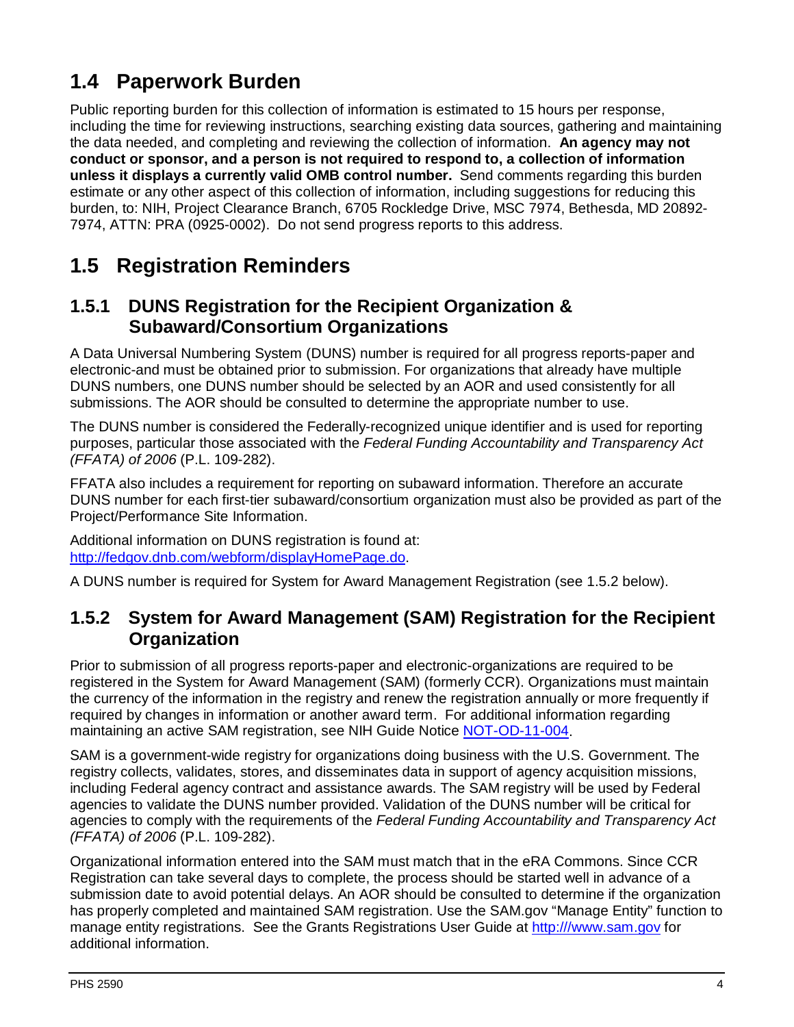## 1.4 Paperwork Burden

Public reporting burden for this collection of information is estimated to 15 hours per response, including the time for reviewing instructions, searching existing data sources, gathering and maintaining the data needed, and completing and reviewing the collection of information. **An agency may not conduct or sponsor, and a person is not required to respond to, a collection of information unless it displays a currently valid OMB control number.** Send comments regarding this burden estimate or any other aspect of this collection of information, including suggestions for reducing this burden, to: NIH, Project Clearance Branch, 6705 Rockledge Drive, MSC 7974, Bethesda, MD 20892-7974, ATTN: PRA (0925-0002). Do not send progress reports to this address.

## 1.5 Registration Reminders

### 1.5.1 DUNS Registration for the Recipient Organization & Subaward/Consortium Organizations

A Data Universal Numbering System (DUNS) number is required for all progress reports-paper and electronic-and must be obtained prior to submission. For organizations that already have multiple DUNS numbers, one DUNS number should be selected by an AOR and used consistently for all submissions. The AOR should be consulted to determine the appropriate number to use.

The DUNS number is considered the Federally-recognized unique identifier and is used for reporting purposes, particular those associated with the *Federal Funding Accountability and Transparency Act (FFATA) of 2006* (P.L. 109-282).

FFATA also includes a requirement for reporting on subaward information. Therefore an accurate DUNS number for each first-tier subaward/consortium organization must also be provided as part of the Project/Performance Site Information.

Additional information on DUNS registration is found at: [http://fedgov.dnb.com/webform/displayHomePage.do](http://fedgov.dnb.com/webform/displayHomePage.do).

A DUNS number is required for System for Award Management Registration (see 1.5.2 below).

### 1.5.2 System for Award Management (SAM) Registration for the Recipient Organization

Prior to submission of all progress reports-paper and electronic-organizations are required to be registered in the System for Award Management (SAM) (formerly CCR). Organizations must maintain the currency of the information in the registry and renew the registration annually or more frequently if required by changes in information or another award term. For additional information regarding maintaining an active SAM registration, see NIH Guide Notice [NOT-OD-11-004](NOT-OD-11-004).

SAM is a government-wide registry for organizations doing business with the U.S. Government. The registry collects, validates, stores, and disseminates data in support of agency acquisition missions, including Federal agency contract and assistance awards. The SAM registry will be used by Federal agencies to validate the DUNS number provided. Validation of the DUNS number will be critical for agencies to comply with the requirements of the *Federal Funding Accountability and Transparency Act (FFATA) of 2006* (P.L. 109-282).

Organizational information entered into the SAM must match that in the eRA Commons. Since CCR Registration can take several days to complete, the process should be started well in advance of a submission date to avoid potential delays. An AOR should be consulted to determine if the organization has properly completed and maintained SAM registration. Use the SAM.gov "Manage Entity" function to manage entity registrations. See the Grants Registrations User Guide at [http:///www.sam.gov](http:///www.sam.gov) for additional information.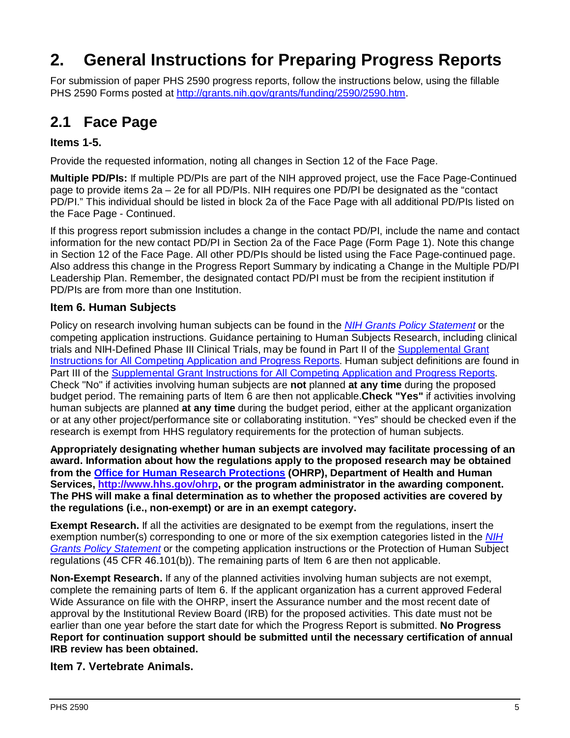# 2. General Instructions for Preparing Progress Reports

For submission of paper PHS 2590 progress reports, follow the instructions below, using the fillable PHS 2590 Forms posted at [http://grants.nih.gov/grants/funding/2590/2590.htm](http://grants.nih.gov/grants/funding/2590/2590.htm).

## 2.1 Face Page

### Items 1-5.

Provide the requested information, noting all changes in Section 12 of the Face Page.

**Multiple PD/PIs:** If multiple PD/PIs are part of the NIH approved project, use the Face Page-Continued page to provide items 2a – 2e for all PD/PIs. NIH requires one PD/PI be designated as the "contact PD/PI." This individual should be listed in block 2a of the Face Page with all additional PD/PIs listed on the Face Page - Continued.

If this progress report submission includes a change in the contact PD/PI, include the name and contact information for the new contact PD/PI in Section 2a of the Face Page (Form Page 1). Note this change in Section 12 of the Face Page. All other PD/PIs should be listed using the Face Page-continued page. Also address this change in the Progress Report Summary by indicating a Change in the Multiple PD/PI Leadership Plan. Remember, the designated contact PD/PI must be from the recipient institution if PD/PIs are from more than one Institution.

### Item 6. Human Subjects

Policy on research involving human subjects can be found in the *NIH Grants Policy Statement* or the competing application instructions. Guidance pertaining to Human Subjects Research, including clinical trials and NIH-Defined Phase III Clinical Trials, may be found in Part II of the Supplemental Grant Instructions for All Competing Application and Progress Reports. Human subject definitions are found in Part III of the Supplemental Grant Instructions for All Competing Application and Progress Reports. Check "No" if activities involving human subjects are **not** planned **at any time** during the proposed budget period. The remaining parts of Item 6 are then not applicable.**Check "Yes"** if activities involving human subjects are planned **at any time** during the budget period, either at the applicant organization or at any other project/performance site or collaborating institution. "Yes" should be checked even if the research is exempt from HHS regulatory requirements for the protection of human subjects.

**Appropriately designating whether human subjects are involved may facilitate processing of an award. Information about how the regulations apply to the proposed research may be obtained from the Office for Human Research Protections (OHRP), Department of Health and Human Services, [http://www.hhs.gov/ohrp](http://www.hhs.gov/ohrp), or the program administrator in the awarding component. The PHS will make a final determination as to whether the proposed activities are covered by the regulations (i.e., non-exempt) or are in an exempt category.**

**Exempt Research.** If all the activities are designated to be exempt from the regulations, insert the exemption number(s) corresponding to one or more of the six exemption categories listed in the *NIH Grants Policy Statement* or the competing application instructions or the Protection of Human Subject regulations (45 CFR 46.101(b)). The remaining parts of Item 6 are then not applicable.

**Non-Exempt Research.** If any of the planned activities involving human subjects are not exempt, complete the remaining parts of Item 6. If the applicant organization has a current approved Federal Wide Assurance on file with the OHRP, insert the Assurance number and the most recent date of approval by the Institutional Review Board (IRB) for the proposed activities. This date must not be earlier than one year before the start date for which the Progress Report is submitted. **No Progress Report for continuation support should be submitted until the necessary certification of annual IRB review has been obtained.**

### Item 7. Vertebrate Animals.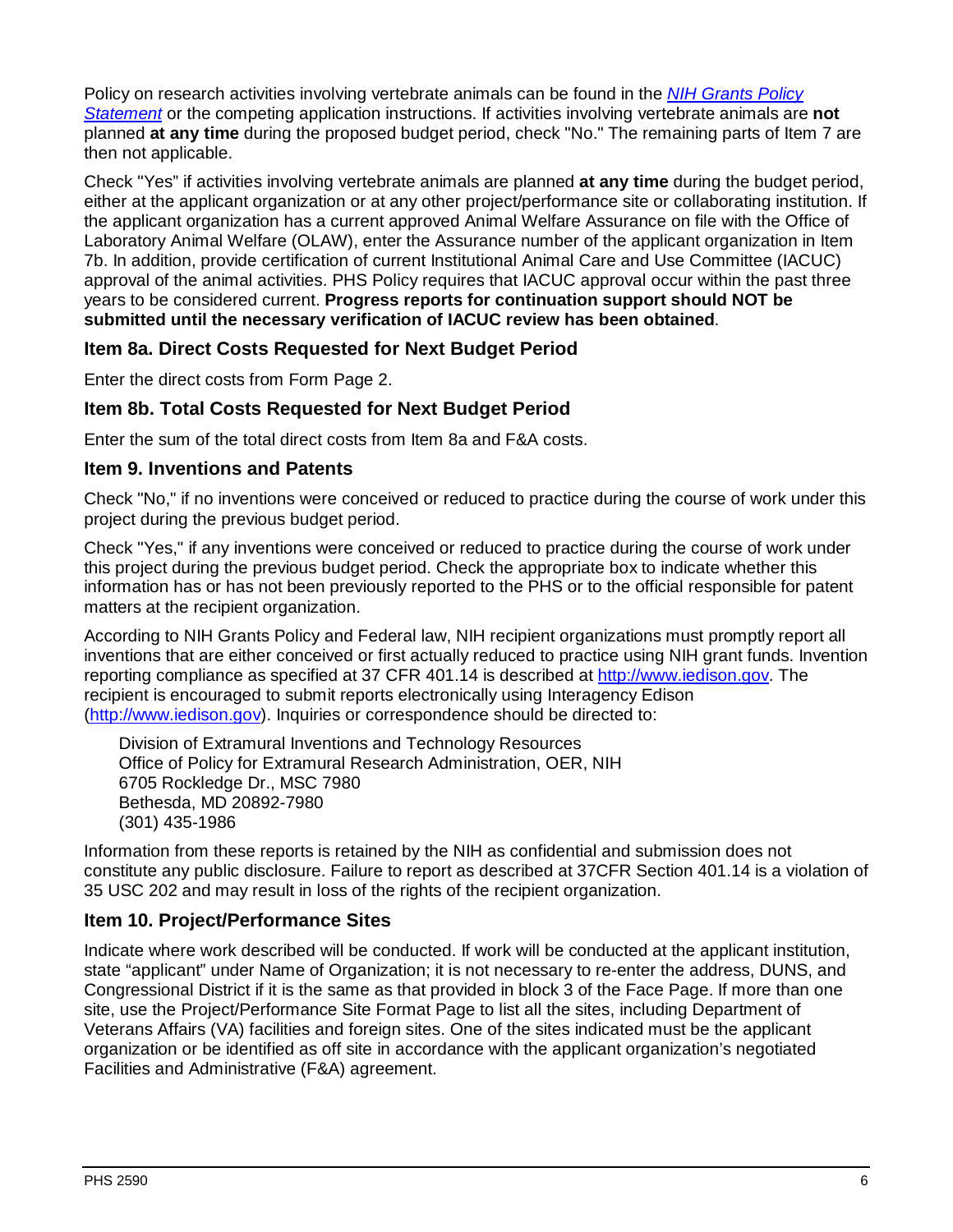Policy on research activities involving vertebrate animals can be found in the *[NIH Grants Policy Statement](#)* or the competing application instructions. If activities involving vertebrate animals are **not** planned **at any time** during the proposed budget period, check "No." The remaining parts of Item 7 are then not applicable.

Check "Yes" if activities involving vertebrate animals are planned **at any time** during the budget period, either at the applicant organization or at any other project/performance site or collaborating institution. If the applicant organization has a current approved Animal Welfare Assurance on file with the Office of Laboratory Animal Welfare (OLAW), enter the Assurance number of the applicant organization in Item 7b. In addition, provide certification of current Institutional Animal Care and Use Committee (IACUC) approval of the animal activities. PHS Policy requires that IACUC approval occur within the past three years to be considered current. **Progress reports for continuation support should NOT be submitted until the necessary verification of IACUC review has been obtained**.

### Item 8a. Direct Costs Requested for Next Budget Period

Enter the direct costs from Form Page 2.

### Item 8b. Total Costs Requested for Next Budget Period

Enter the sum of the total direct costs from Item 8a and F&A costs.

### Item 9. Inventions and Patents

Check "No," if no inventions were conceived or reduced to practice during the course of work under this project during the previous budget period.

Check "Yes," if any inventions were conceived or reduced to practice during the course of work under this project during the previous budget period. Check the appropriate box to indicate whether this information has or has not been previously reported to the PHS or to the official responsible for patent matters at the recipient organization.

According to NIH Grants Policy and Federal law, NIH recipient organizations must promptly report all inventions that are either conceived or first actually reduced to practice using NIH grant funds. Invention reporting compliance as specified at 37 CFR 401.14 is described at [http://www.iedison.gov](http://www.iedison.gov). The recipient is encouraged to submit reports electronically using Interagency Edison ([http://www.iedison.gov](http://www.iedison.gov)). Inquiries or correspondence should be directed to:

Division of Extramural Inventions and Technology Resources
Office of Policy for Extramural Research Administration, OER, NIH
6705 Rockledge Dr., MSC 7980
Bethesda, MD 20892-7980
(301) 435-1986

Information from these reports is retained by the NIH as confidential and submission does not constitute any public disclosure. Failure to report as described at 37CFR Section 401.14 is a violation of 35 USC 202 and may result in loss of the rights of the recipient organization.

### Item 10. Project/Performance Sites

Indicate where work described will be conducted. If work will be conducted at the applicant institution, state "applicant" under Name of Organization; it is not necessary to re-enter the address, DUNS, and Congressional District if it is the same as that provided in block 3 of the Face Page. If more than one site, use the Project/Performance Site Format Page to list all the sites, including Department of Veterans Affairs (VA) facilities and foreign sites. One of the sites indicated must be the applicant organization or be identified as off site in accordance with the applicant organization's negotiated Facilities and Administrative (F&A) agreement.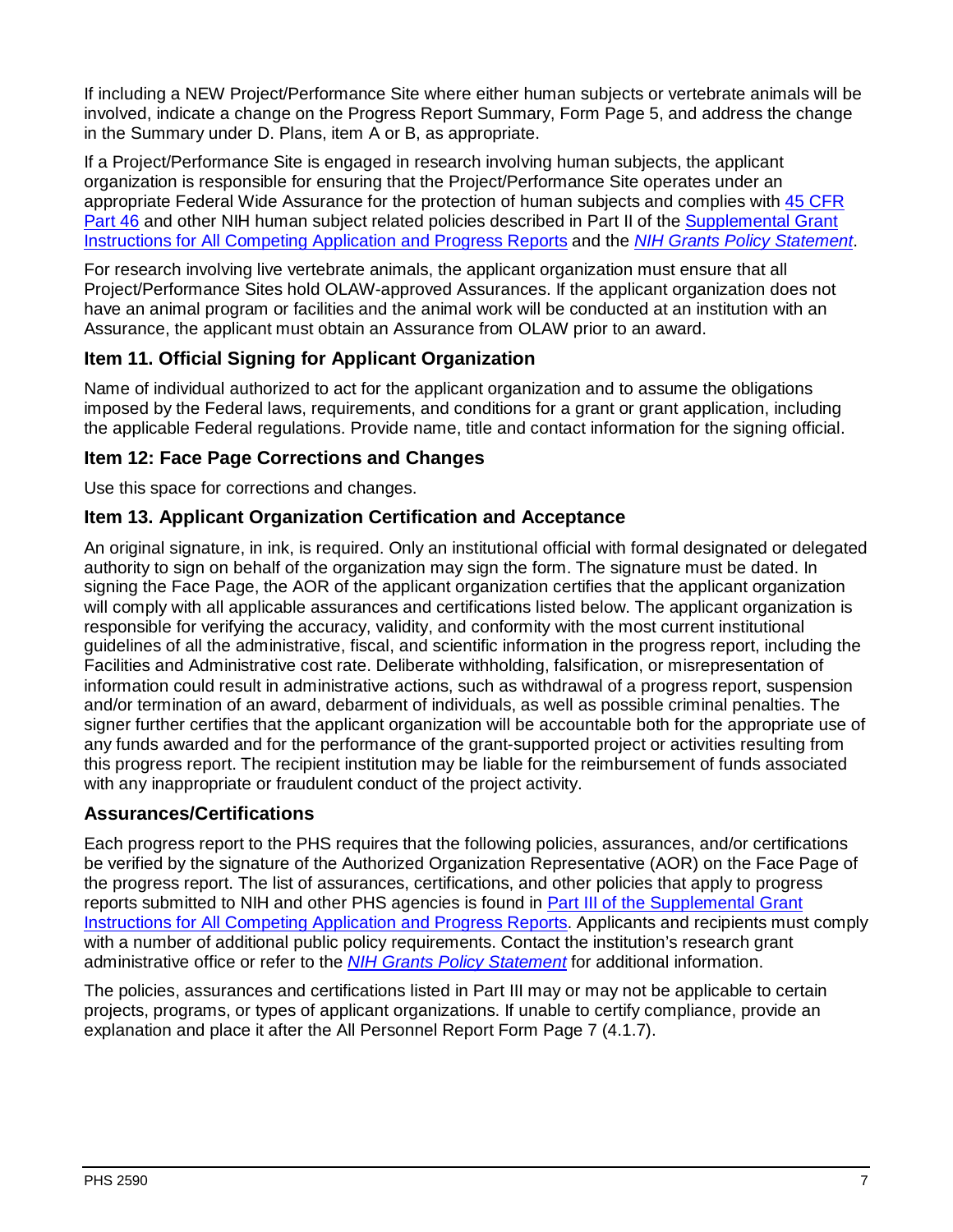If including a NEW Project/Performance Site where either human subjects or vertebrate animals will be involved, indicate a change on the Progress Report Summary, Form Page 5, and address the change in the Summary under D. Plans, item A or B, as appropriate.

If a Project/Performance Site is engaged in research involving human subjects, the applicant organization is responsible for ensuring that the Project/Performance Site operates under an appropriate Federal Wide Assurance for the protection of human subjects and complies with 45 CFR Part 46 and other NIH human subject related policies described in Part II of the Supplemental Grant Instructions for All Competing Application and Progress Reports and the *NIH Grants Policy Statement*.

For research involving live vertebrate animals, the applicant organization must ensure that all Project/Performance Sites hold OLAW-approved Assurances. If the applicant organization does not have an animal program or facilities and the animal work will be conducted at an institution with an Assurance, the applicant must obtain an Assurance from OLAW prior to an award.

### Item 11. Official Signing for Applicant Organization

Name of individual authorized to act for the applicant organization and to assume the obligations imposed by the Federal laws, requirements, and conditions for a grant or grant application, including the applicable Federal regulations. Provide name, title and contact information for the signing official.

### Item 12: Face Page Corrections and Changes

Use this space for corrections and changes.

### Item 13. Applicant Organization Certification and Acceptance

An original signature, in ink, is required. Only an institutional official with formal designated or delegated authority to sign on behalf of the organization may sign the form. The signature must be dated. In signing the Face Page, the AOR of the applicant organization certifies that the applicant organization will comply with all applicable assurances and certifications listed below. The applicant organization is responsible for verifying the accuracy, validity, and conformity with the most current institutional guidelines of all the administrative, fiscal, and scientific information in the progress report, including the Facilities and Administrative cost rate. Deliberate withholding, falsification, or misrepresentation of information could result in administrative actions, such as withdrawal of a progress report, suspension and/or termination of an award, debarment of individuals, as well as possible criminal penalties. The signer further certifies that the applicant organization will be accountable both for the appropriate use of any funds awarded and for the performance of the grant-supported project or activities resulting from this progress report. The recipient institution may be liable for the reimbursement of funds associated with any inappropriate or fraudulent conduct of the project activity.

### Assurances/Certifications

Each progress report to the PHS requires that the following policies, assurances, and/or certifications be verified by the signature of the Authorized Organization Representative (AOR) on the Face Page of the progress report. The list of assurances, certifications, and other policies that apply to progress reports submitted to NIH and other PHS agencies is found in Part III of the Supplemental Grant Instructions for All Competing Application and Progress Reports. Applicants and recipients must comply with a number of additional public policy requirements. Contact the institution's research grant administrative office or refer to the *NIH Grants Policy Statement* for additional information.

The policies, assurances and certifications listed in Part III may or may not be applicable to certain projects, programs, or types of applicant organizations. If unable to certify compliance, provide an explanation and place it after the All Personnel Report Form Page 7 (4.1.7).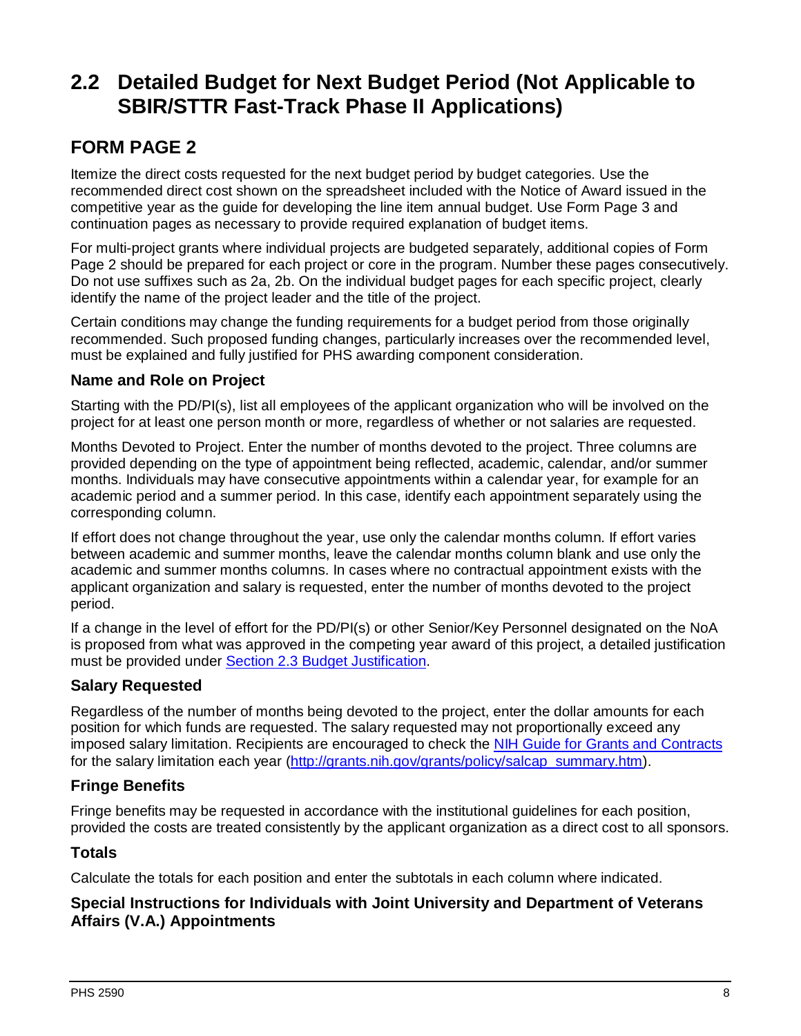## 2.2 Detailed Budget for Next Budget Period (Not Applicable to SBIR/STTR Fast-Track Phase II Applications)

## FORM PAGE 2

Itemize the direct costs requested for the next budget period by budget categories. Use the recommended direct cost shown on the spreadsheet included with the Notice of Award issued in the competitive year as the guide for developing the line item annual budget. Use Form Page 3 and continuation pages as necessary to provide required explanation of budget items.

For multi-project grants where individual projects are budgeted separately, additional copies of Form Page 2 should be prepared for each project or core in the program. Number these pages consecutively. Do not use suffixes such as 2a, 2b. On the individual budget pages for each specific project, clearly identify the name of the project leader and the title of the project.

Certain conditions may change the funding requirements for a budget period from those originally recommended. Such proposed funding changes, particularly increases over the recommended level, must be explained and fully justified for PHS awarding component consideration.

### Name and Role on Project

Starting with the PD/PI(s), list all employees of the applicant organization who will be involved on the project for at least one person month or more, regardless of whether or not salaries are requested.

Months Devoted to Project. Enter the number of months devoted to the project. Three columns are provided depending on the type of appointment being reflected, academic, calendar, and/or summer months. Individuals may have consecutive appointments within a calendar year, for example for an academic period and a summer period. In this case, identify each appointment separately using the corresponding column.

If effort does not change throughout the year, use only the calendar months column. If effort varies between academic and summer months, leave the calendar months column blank and use only the academic and summer months columns. In cases where no contractual appointment exists with the applicant organization and salary is requested, enter the number of months devoted to the project period.

If a change in the level of effort for the PD/PI(s) or other Senior/Key Personnel designated on the NoA is proposed from what was approved in the competing year award of this project, a detailed justification must be provided under [Section 2.3 Budget Justification](#).

### Salary Requested

Regardless of the number of months being devoted to the project, enter the dollar amounts for each position for which funds are requested. The salary requested may not proportionally exceed any imposed salary limitation. Recipients are encouraged to check the [NIH Guide for Grants and Contracts](#) for the salary limitation each year ([http://grants.nih.gov/grants/policy/salcap_summary.htm](http://grants.nih.gov/grants/policy/salcap_summary.htm)).

### Fringe Benefits

Fringe benefits may be requested in accordance with the institutional guidelines for each position, provided the costs are treated consistently by the applicant organization as a direct cost to all sponsors.

### Totals

Calculate the totals for each position and enter the subtotals in each column where indicated.

### Special Instructions for Individuals with Joint University and Department of Veterans Affairs (V.A.) Appointments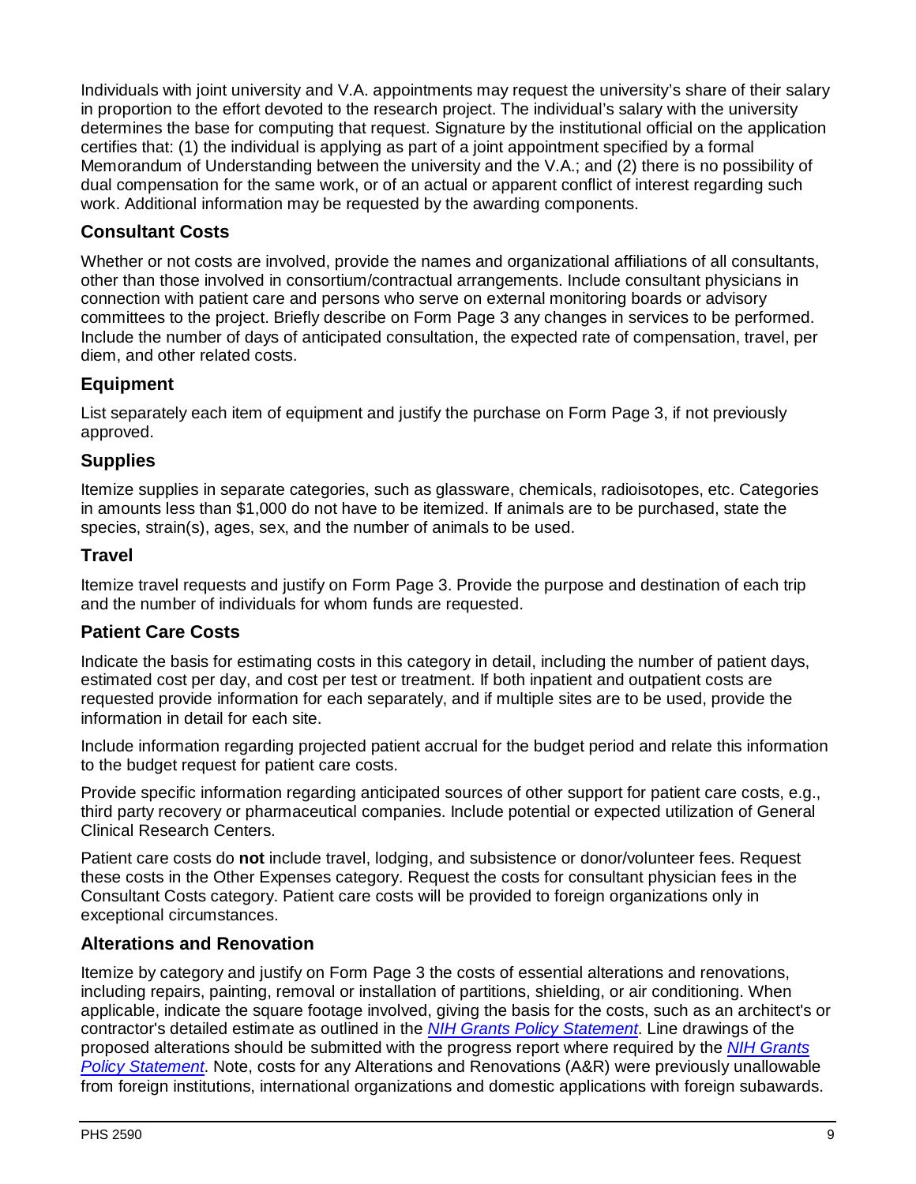Individuals with joint university and V.A. appointments may request the university's share of their salary in proportion to the effort devoted to the research project. The individual's salary with the university determines the base for computing that request. Signature by the institutional official on the application certifies that: (1) the individual is applying as part of a joint appointment specified by a formal Memorandum of Understanding between the university and the V.A.; and (2) there is no possibility of dual compensation for the same work, or of an actual or apparent conflict of interest regarding such work. Additional information may be requested by the awarding components.

### Consultant Costs

Whether or not costs are involved, provide the names and organizational affiliations of all consultants, other than those involved in consortium/contractual arrangements. Include consultant physicians in connection with patient care and persons who serve on external monitoring boards or advisory committees to the project. Briefly describe on Form Page 3 any changes in services to be performed. Include the number of days of anticipated consultation, the expected rate of compensation, travel, per diem, and other related costs.

### Equipment

List separately each item of equipment and justify the purchase on Form Page 3, if not previously approved.

### Supplies

Itemize supplies in separate categories, such as glassware, chemicals, radioisotopes, etc. Categories in amounts less than $1,000 do not have to be itemized. If animals are to be purchased, state the species, strain(s), ages, sex, and the number of animals to be used.

### Travel

Itemize travel requests and justify on Form Page 3. Provide the purpose and destination of each trip and the number of individuals for whom funds are requested.

### Patient Care Costs

Indicate the basis for estimating costs in this category in detail, including the number of patient days, estimated cost per day, and cost per test or treatment. If both inpatient and outpatient costs are requested provide information for each separately, and if multiple sites are to be used, provide the information in detail for each site.

Include information regarding projected patient accrual for the budget period and relate this information to the budget request for patient care costs.

Provide specific information regarding anticipated sources of other support for patient care costs, e.g., third party recovery or pharmaceutical companies. Include potential or expected utilization of General Clinical Research Centers.

Patient care costs do **not** include travel, lodging, and subsistence or donor/volunteer fees. Request these costs in the Other Expenses category. Request the costs for consultant physician fees in the Consultant Costs category. Patient care costs will be provided to foreign organizations only in exceptional circumstances.

### Alterations and Renovation

Itemize by category and justify on Form Page 3 the costs of essential alterations and renovations, including repairs, painting, removal or installation of partitions, shielding, or air conditioning. When applicable, indicate the square footage involved, giving the basis for the costs, such as an architect's or contractor's detailed estimate as outlined in the *NIH Grants Policy Statement*. Line drawings of the proposed alterations should be submitted with the progress report where required by the *NIH Grants Policy Statement*. Note, costs for any Alterations and Renovations (A&R) were previously unallowable from foreign institutions, international organizations and domestic applications with foreign subawards.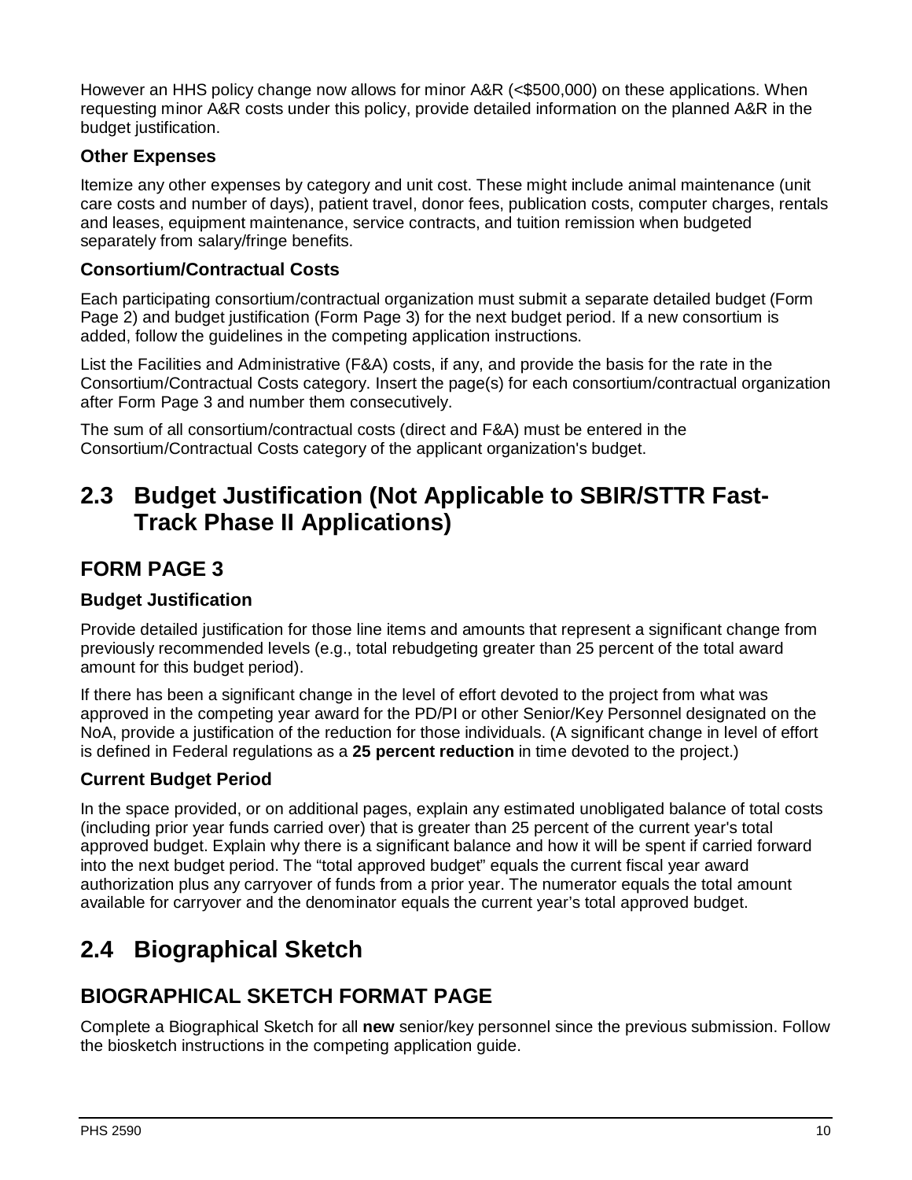However an HHS policy change now allows for minor A&R (<$500,000) on these applications. When requesting minor A&R costs under this policy, provide detailed information on the planned A&R in the budget justification.

### Other Expenses

Itemize any other expenses by category and unit cost. These might include animal maintenance (unit care costs and number of days), patient travel, donor fees, publication costs, computer charges, rentals and leases, equipment maintenance, service contracts, and tuition remission when budgeted separately from salary/fringe benefits.

### Consortium/Contractual Costs

Each participating consortium/contractual organization must submit a separate detailed budget (Form Page 2) and budget justification (Form Page 3) for the next budget period. If a new consortium is added, follow the guidelines in the competing application instructions.

List the Facilities and Administrative (F&A) costs, if any, and provide the basis for the rate in the Consortium/Contractual Costs category. Insert the page(s) for each consortium/contractual organization after Form Page 3 and number them consecutively.

The sum of all consortium/contractual costs (direct and F&A) must be entered in the Consortium/Contractual Costs category of the applicant organization's budget.

# 2.3 Budget Justification (Not Applicable to SBIR/STTR Fast-Track Phase II Applications)

## FORM PAGE 3

### Budget Justification

Provide detailed justification for those line items and amounts that represent a significant change from previously recommended levels (e.g., total rebudgeting greater than 25 percent of the total award amount for this budget period).

If there has been a significant change in the level of effort devoted to the project from what was approved in the competing year award for the PD/PI or other Senior/Key Personnel designated on the NoA, provide a justification of the reduction for those individuals. (A significant change in level of effort is defined in Federal regulations as a **25 percent reduction** in time devoted to the project.)

### Current Budget Period

In the space provided, or on additional pages, explain any estimated unobligated balance of total costs (including prior year funds carried over) that is greater than 25 percent of the current year's total approved budget. Explain why there is a significant balance and how it will be spent if carried forward into the next budget period. The “total approved budget” equals the current fiscal year award authorization plus any carryover of funds from a prior year. The numerator equals the total amount available for carryover and the denominator equals the current year’s total approved budget.

# 2.4 Biographical Sketch

## BIOGRAPHICAL SKETCH FORMAT PAGE

Complete a Biographical Sketch for all **new** senior/key personnel since the previous submission. Follow the biosketch instructions in the competing application guide.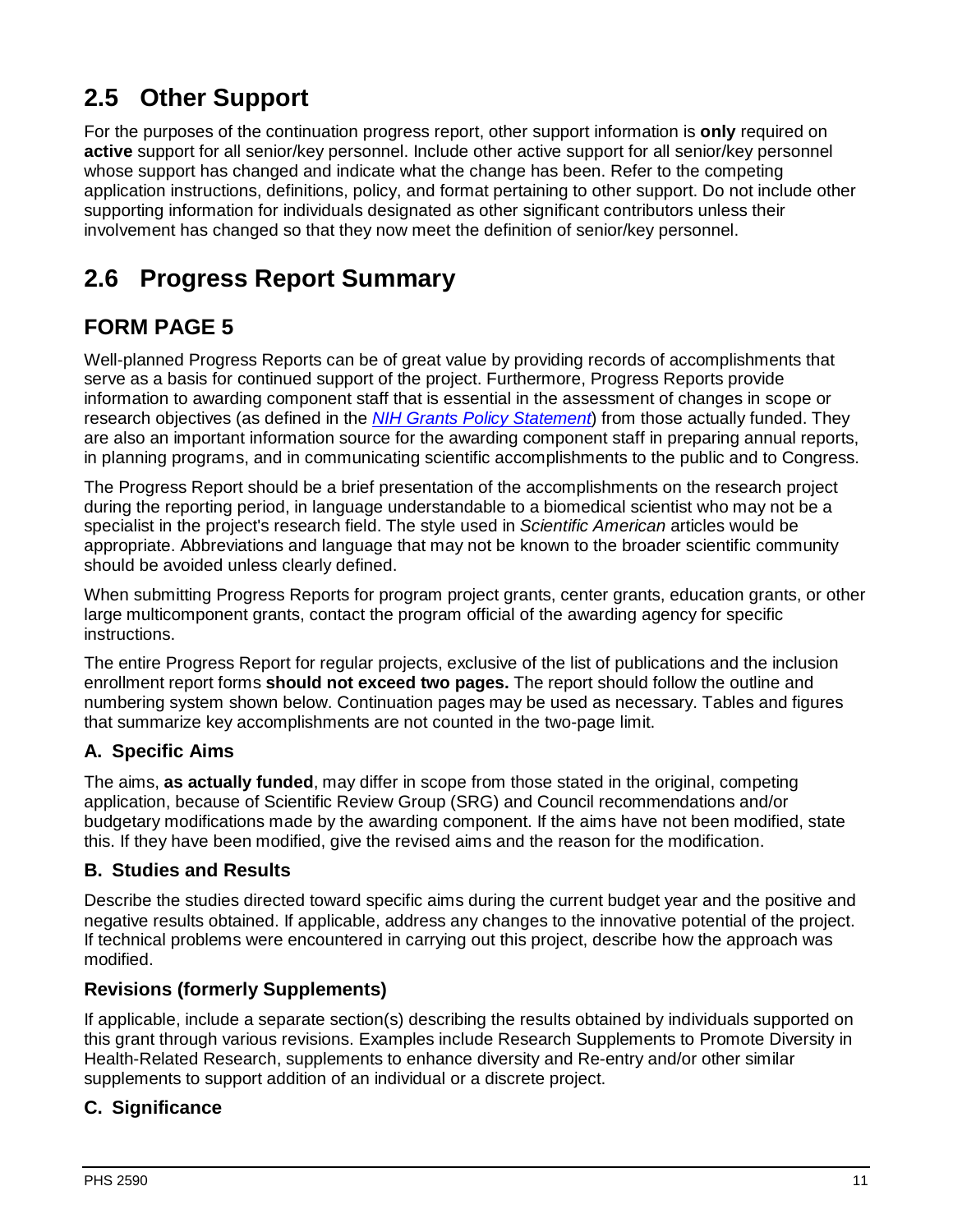## 2.5 Other Support

For the purposes of the continuation progress report, other support information is **only** required on **active** support for all senior/key personnel. Include other active support for all senior/key personnel whose support has changed and indicate what the change has been. Refer to the competing application instructions, definitions, policy, and format pertaining to other support. Do not include other supporting information for individuals designated as other significant contributors unless their involvement has changed so that they now meet the definition of senior/key personnel.

## 2.6 Progress Report Summary

### FORM PAGE 5

Well-planned Progress Reports can be of great value by providing records of accomplishments that serve as a basis for continued support of the project. Furthermore, Progress Reports provide information to awarding component staff that is essential in the assessment of changes in scope or research objectives (as defined in the *NIH Grants Policy Statement*) from those actually funded. They are also an important information source for the awarding component staff in preparing annual reports, in planning programs, and in communicating scientific accomplishments to the public and to Congress.

The Progress Report should be a brief presentation of the accomplishments on the research project during the reporting period, in language understandable to a biomedical scientist who may not be a specialist in the project's research field. The style used in *Scientific American* articles would be appropriate. Abbreviations and language that may not be known to the broader scientific community should be avoided unless clearly defined.

When submitting Progress Reports for program project grants, center grants, education grants, or other large multicomponent grants, contact the program official of the awarding agency for specific instructions.

The entire Progress Report for regular projects, exclusive of the list of publications and the inclusion enrollment report forms **should not exceed two pages.** The report should follow the outline and numbering system shown below. Continuation pages may be used as necessary. Tables and figures that summarize key accomplishments are not counted in the two-page limit.

#### A. Specific Aims

The aims, **as actually funded**, may differ in scope from those stated in the original, competing application, because of Scientific Review Group (SRG) and Council recommendations and/or budgetary modifications made by the awarding component. If the aims have not been modified, state this. If they have been modified, give the revised aims and the reason for the modification.

#### B. Studies and Results

Describe the studies directed toward specific aims during the current budget year and the positive and negative results obtained. If applicable, address any changes to the innovative potential of the project. If technical problems were encountered in carrying out this project, describe how the approach was modified.

#### Revisions (formerly Supplements)

If applicable, include a separate section(s) describing the results obtained by individuals supported on this grant through various revisions. Examples include Research Supplements to Promote Diversity in Health-Related Research, supplements to enhance diversity and Re-entry and/or other similar supplements to support addition of an individual or a discrete project.

#### C. Significance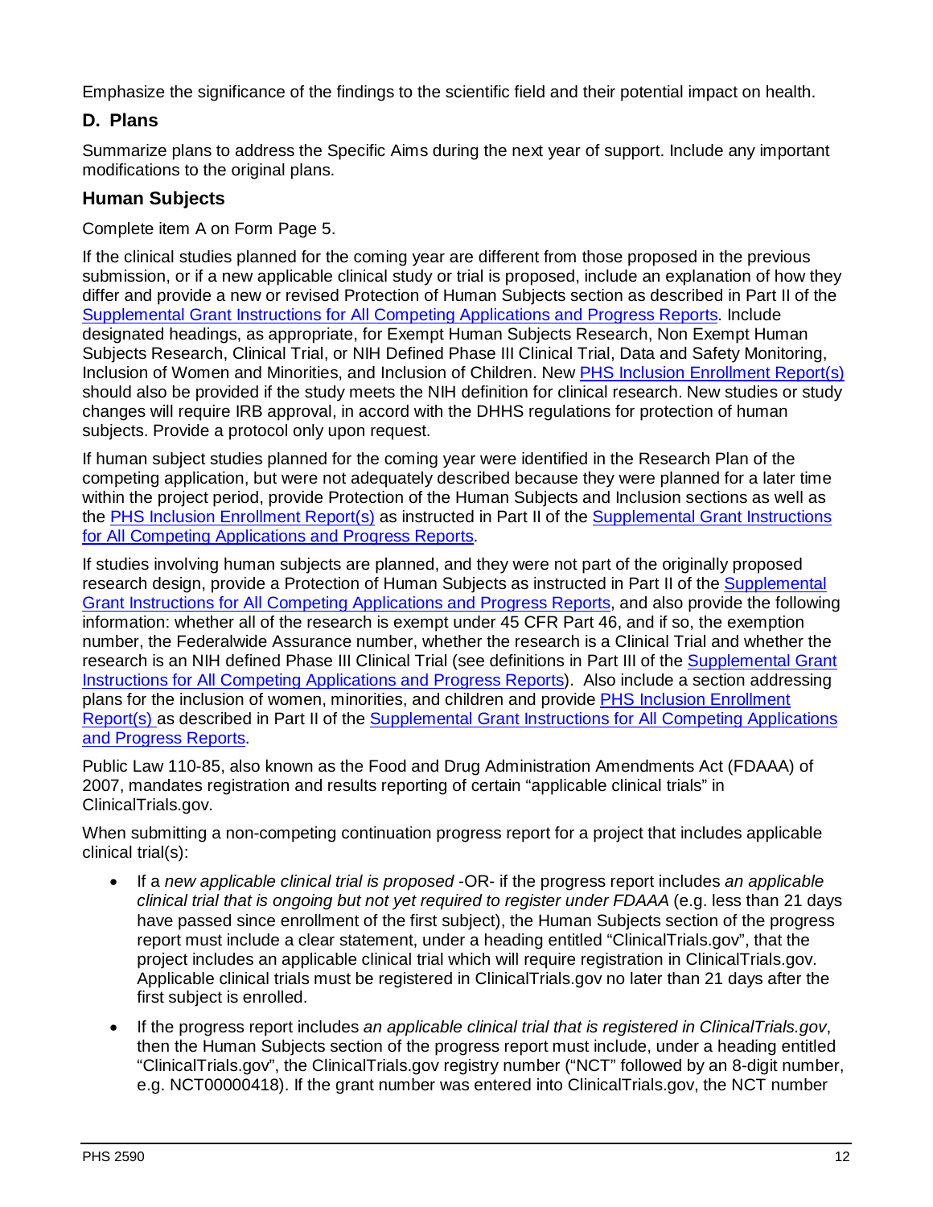Emphasize the significance of the findings to the scientific field and their potential impact on health.

### D. Plans

Summarize plans to address the Specific Aims during the next year of support. Include any important modifications to the original plans.

### Human Subjects

Complete item A on Form Page 5.

If the clinical studies planned for the coming year are different from those proposed in the previous submission, or if a new applicable clinical study or trial is proposed, include an explanation of how they differ and provide a new or revised Protection of Human Subjects section as described in Part II of the Supplemental Grant Instructions for All Competing Applications and Progress Reports. Include designated headings, as appropriate, for Exempt Human Subjects Research, Non Exempt Human Subjects Research, Clinical Trial, or NIH Defined Phase III Clinical Trial, Data and Safety Monitoring, Inclusion of Women and Minorities, and Inclusion of Children. New PHS Inclusion Enrollment Report(s) should also be provided if the study meets the NIH definition for clinical research. New studies or study changes will require IRB approval, in accord with the DHHS regulations for protection of human subjects. Provide a protocol only upon request.

If human subject studies planned for the coming year were identified in the Research Plan of the competing application, but were not adequately described because they were planned for a later time within the project period, provide Protection of the Human Subjects and Inclusion sections as well as the PHS Inclusion Enrollment Report(s) as instructed in Part II of the Supplemental Grant Instructions for All Competing Applications and Progress Reports.

If studies involving human subjects are planned, and they were not part of the originally proposed research design, provide a Protection of Human Subjects as instructed in Part II of the Supplemental Grant Instructions for All Competing Applications and Progress Reports, and also provide the following information: whether all of the research is exempt under 45 CFR Part 46, and if so, the exemption number, the Federalwide Assurance number, whether the research is a Clinical Trial and whether the research is an NIH defined Phase III Clinical Trial (see definitions in Part III of the Supplemental Grant Instructions for All Competing Applications and Progress Reports). Also include a section addressing plans for the inclusion of women, minorities, and children and provide PHS Inclusion Enrollment Report(s) as described in Part II of the Supplemental Grant Instructions for All Competing Applications and Progress Reports.

Public Law 110-85, also known as the Food and Drug Administration Amendments Act (FDAAA) of 2007, mandates registration and results reporting of certain "applicable clinical trials" in ClinicalTrials.gov.

When submitting a non-competing continuation progress report for a project that includes applicable clinical trial(s):

- If a *new applicable clinical trial is proposed* -OR- if the progress report includes *an applicable clinical trial that is ongoing but not yet required to register under FDAAA* (e.g. less than 21 days have passed since enrollment of the first subject), the Human Subjects section of the progress report must include a clear statement, under a heading entitled "ClinicalTrials.gov", that the project includes an applicable clinical trial which will require registration in ClinicalTrials.gov. Applicable clinical trials must be registered in ClinicalTrials.gov no later than 21 days after the first subject is enrolled.
- If the progress report includes *an applicable clinical trial that is registered in ClinicalTrials.gov*, then the Human Subjects section of the progress report must include, under a heading entitled "ClinicalTrials.gov", the ClinicalTrials.gov registry number ("NCT" followed by an 8-digit number, e.g. NCT00000418). If the grant number was entered into ClinicalTrials.gov, the NCT number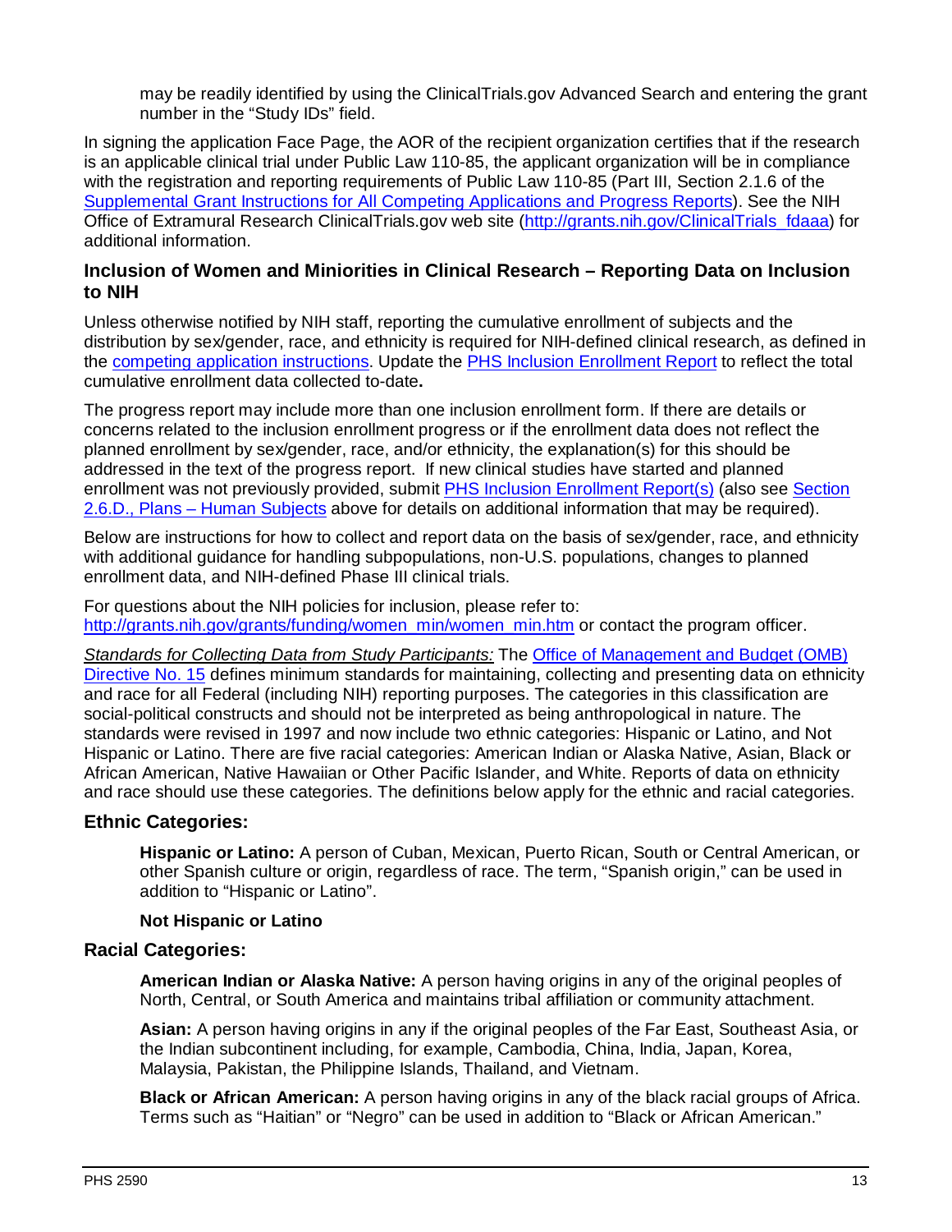may be readily identified by using the ClinicalTrials.gov Advanced Search and entering the grant number in the "Study IDs" field.

In signing the application Face Page, the AOR of the recipient organization certifies that if the research is an applicable clinical trial under Public Law 110-85, the applicant organization will be in compliance with the registration and reporting requirements of Public Law 110-85 (Part III, Section 2.1.6 of the Supplemental Grant Instructions for All Competing Applications and Progress Reports). See the NIH Office of Extramural Research ClinicalTrials.gov web site (http://grants.nih.gov/ClinicalTrials_fdaaa) for additional information.

### Inclusion of Women and Miniorities in Clinical Research – Reporting Data on Inclusion to NIH

Unless otherwise notified by NIH staff, reporting the cumulative enrollment of subjects and the distribution by sex/gender, race, and ethnicity is required for NIH-defined clinical research, as defined in the competing application instructions. Update the PHS Inclusion Enrollment Report to reflect the total cumulative enrollment data collected to-date**.**

The progress report may include more than one inclusion enrollment form. If there are details or concerns related to the inclusion enrollment progress or if the enrollment data does not reflect the planned enrollment by sex/gender, race, and/or ethnicity, the explanation(s) for this should be addressed in the text of the progress report. If new clinical studies have started and planned enrollment was not previously provided, submit PHS Inclusion Enrollment Report(s) (also see Section 2.6.D., Plans – Human Subjects above for details on additional information that may be required).

Below are instructions for how to collect and report data on the basis of sex/gender, race, and ethnicity with additional guidance for handling subpopulations, non-U.S. populations, changes to planned enrollment data, and NIH-defined Phase III clinical trials.

For questions about the NIH policies for inclusion, please refer to: http://grants.nih.gov/grants/funding/women_min/women_min.htm or contact the program officer.

*Standards for Collecting Data from Study Participants:* The Office of Management and Budget (OMB) Directive No. 15 defines minimum standards for maintaining, collecting and presenting data on ethnicity and race for all Federal (including NIH) reporting purposes. The categories in this classification are social-political constructs and should not be interpreted as being anthropological in nature. The standards were revised in 1997 and now include two ethnic categories: Hispanic or Latino, and Not Hispanic or Latino. There are five racial categories: American Indian or Alaska Native, Asian, Black or African American, Native Hawaiian or Other Pacific Islander, and White. Reports of data on ethnicity and race should use these categories. The definitions below apply for the ethnic and racial categories.

### Ethnic Categories:

**Hispanic or Latino:** A person of Cuban, Mexican, Puerto Rican, South or Central American, or other Spanish culture or origin, regardless of race. The term, "Spanish origin," can be used in addition to "Hispanic or Latino".

**Not Hispanic or Latino**

### Racial Categories:

**American Indian or Alaska Native:** A person having origins in any of the original peoples of North, Central, or South America and maintains tribal affiliation or community attachment.

**Asian:** A person having origins in any if the original peoples of the Far East, Southeast Asia, or the Indian subcontinent including, for example, Cambodia, China, India, Japan, Korea, Malaysia, Pakistan, the Philippine Islands, Thailand, and Vietnam.

**Black or African American:** A person having origins in any of the black racial groups of Africa. Terms such as "Haitian" or "Negro" can be used in addition to "Black or African American."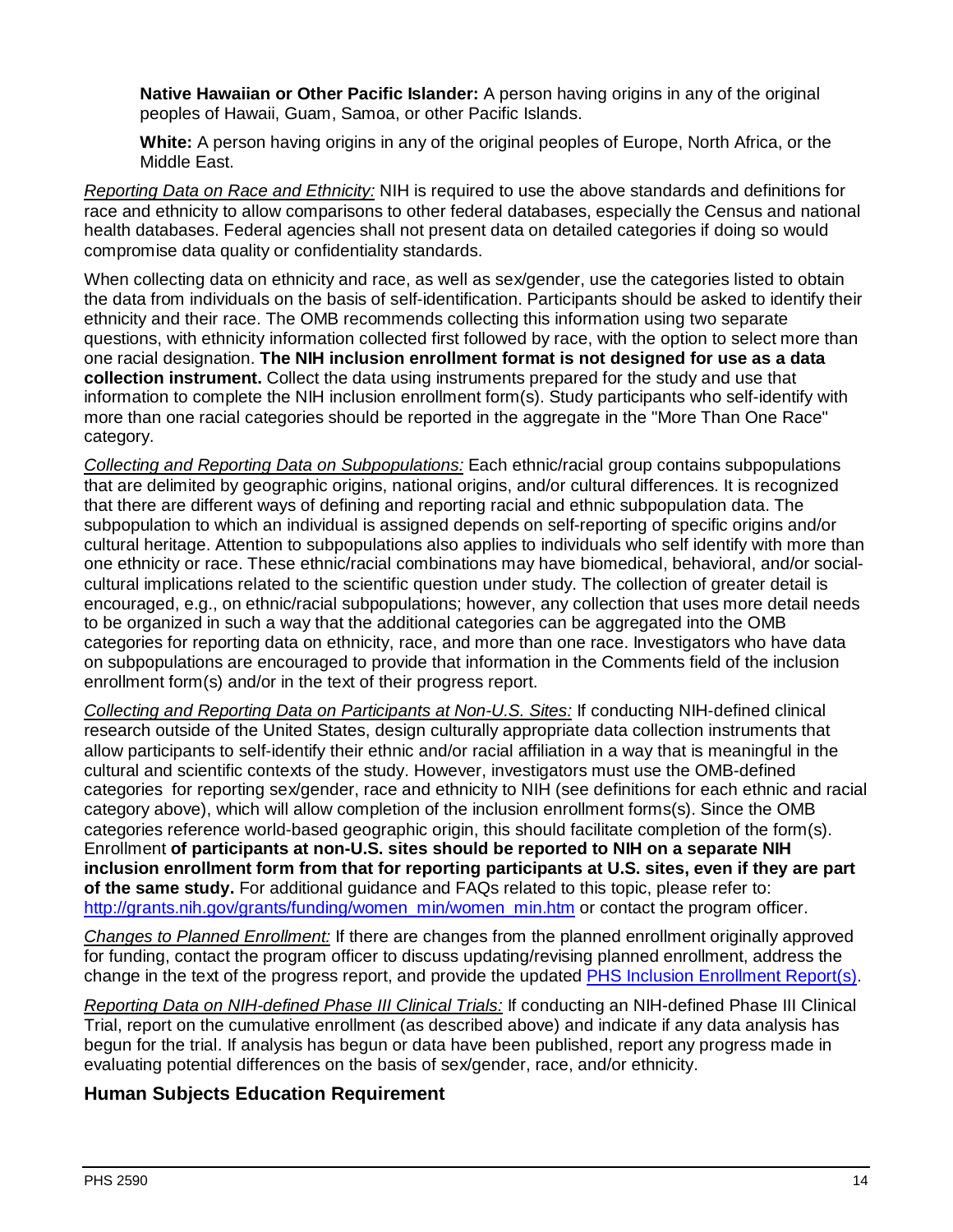**Native Hawaiian or Other Pacific Islander:** A person having origins in any of the original peoples of Hawaii, Guam, Samoa, or other Pacific Islands.

**White:** A person having origins in any of the original peoples of Europe, North Africa, or the Middle East.

*Reporting Data on Race and Ethnicity:* NIH is required to use the above standards and definitions for race and ethnicity to allow comparisons to other federal databases, especially the Census and national health databases. Federal agencies shall not present data on detailed categories if doing so would compromise data quality or confidentiality standards.

When collecting data on ethnicity and race, as well as sex/gender, use the categories listed to obtain the data from individuals on the basis of self-identification. Participants should be asked to identify their ethnicity and their race. The OMB recommends collecting this information using two separate questions, with ethnicity information collected first followed by race, with the option to select more than one racial designation. **The NIH inclusion enrollment format is not designed for use as a data collection instrument.** Collect the data using instruments prepared for the study and use that information to complete the NIH inclusion enrollment form(s). Study participants who self-identify with more than one racial categories should be reported in the aggregate in the "More Than One Race" category.

*Collecting and Reporting Data on Subpopulations:* Each ethnic/racial group contains subpopulations that are delimited by geographic origins, national origins, and/or cultural differences. It is recognized that there are different ways of defining and reporting racial and ethnic subpopulation data. The subpopulation to which an individual is assigned depends on self-reporting of specific origins and/or cultural heritage. Attention to subpopulations also applies to individuals who self identify with more than one ethnicity or race. These ethnic/racial combinations may have biomedical, behavioral, and/or social-cultural implications related to the scientific question under study. The collection of greater detail is encouraged, e.g., on ethnic/racial subpopulations; however, any collection that uses more detail needs to be organized in such a way that the additional categories can be aggregated into the OMB categories for reporting data on ethnicity, race, and more than one race. Investigators who have data on subpopulations are encouraged to provide that information in the Comments field of the inclusion enrollment form(s) and/or in the text of their progress report.

*Collecting and Reporting Data on Participants at Non-U.S. Sites:* If conducting NIH-defined clinical research outside of the United States, design culturally appropriate data collection instruments that allow participants to self-identify their ethnic and/or racial affiliation in a way that is meaningful in the cultural and scientific contexts of the study. However, investigators must use the OMB-defined categories for reporting sex/gender, race and ethnicity to NIH (see definitions for each ethnic and racial category above), which will allow completion of the inclusion enrollment forms(s). Since the OMB categories reference world-based geographic origin, this should facilitate completion of the form(s). Enrollment **of participants at non-U.S. sites should be reported to NIH on a separate NIH inclusion enrollment form from that for reporting participants at U.S. sites, even if they are part of the same study.** For additional guidance and FAQs related to this topic, please refer to: [http://grants.nih.gov/grants/funding/women_min/women_min.htm](http://grants.nih.gov/grants/funding/women_min/women_min.htm) or contact the program officer.

*Changes to Planned Enrollment:* If there are changes from the planned enrollment originally approved for funding, contact the program officer to discuss updating/revising planned enrollment, address the change in the text of the progress report, and provide the updated PHS Inclusion Enrollment Report(s).

*Reporting Data on NIH-defined Phase III Clinical Trials:* If conducting an NIH-defined Phase III Clinical Trial, report on the cumulative enrollment (as described above) and indicate if any data analysis has begun for the trial. If analysis has begun or data have been published, report any progress made in evaluating potential differences on the basis of sex/gender, race, and/or ethnicity.

## Human Subjects Education Requirement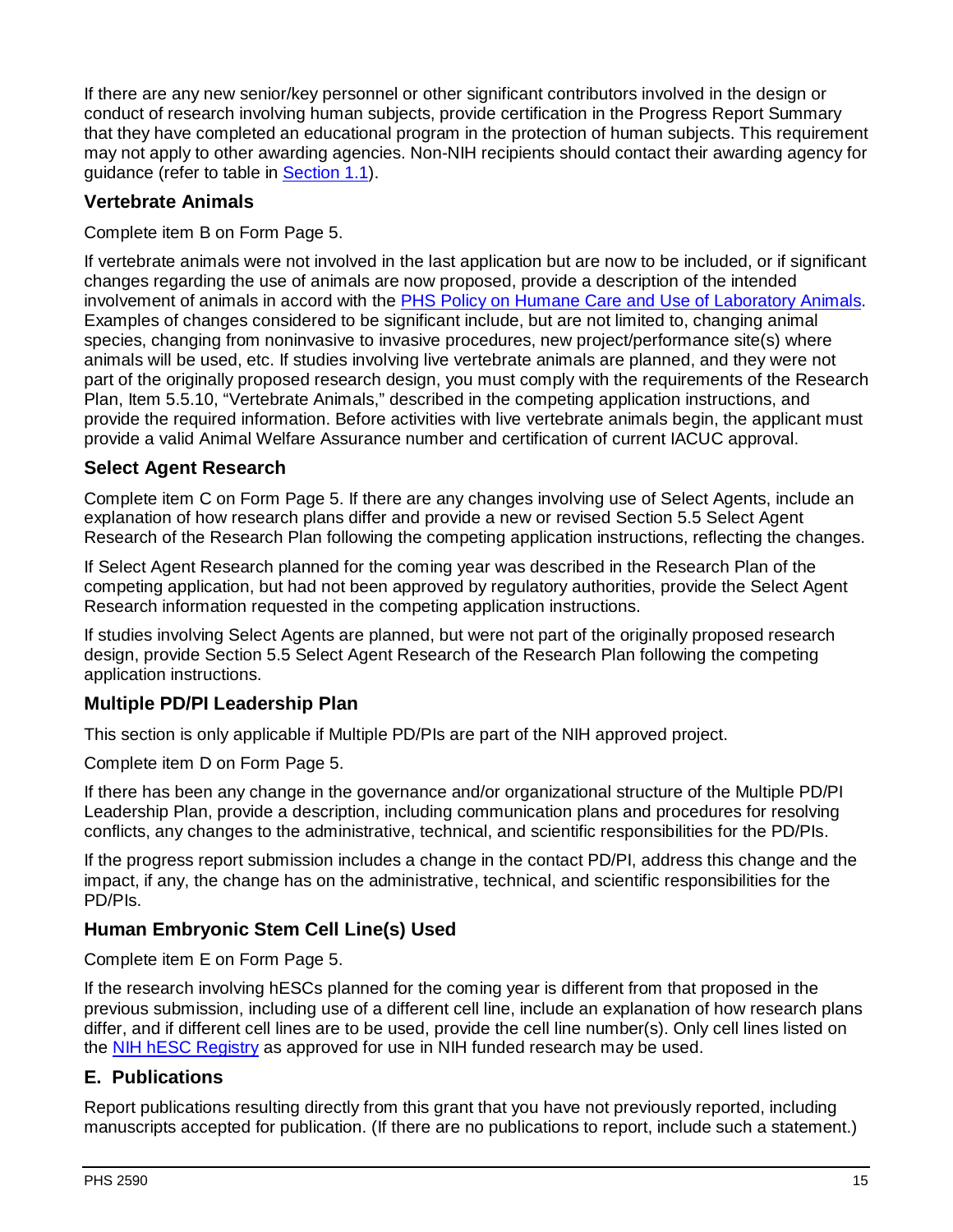If there are any new senior/key personnel or other significant contributors involved in the design or conduct of research involving human subjects, provide certification in the Progress Report Summary that they have completed an educational program in the protection of human subjects. This requirement may not apply to other awarding agencies. Non-NIH recipients should contact their awarding agency for guidance (refer to table in Section 1.1).

### Vertebrate Animals

Complete item B on Form Page 5.

If vertebrate animals were not involved in the last application but are now to be included, or if significant changes regarding the use of animals are now proposed, provide a description of the intended involvement of animals in accord with the PHS Policy on Humane Care and Use of Laboratory Animals. Examples of changes considered to be significant include, but are not limited to, changing animal species, changing from noninvasive to invasive procedures, new project/performance site(s) where animals will be used, etc. If studies involving live vertebrate animals are planned, and they were not part of the originally proposed research design, you must comply with the requirements of the Research Plan, Item 5.5.10, "Vertebrate Animals," described in the competing application instructions, and provide the required information. Before activities with live vertebrate animals begin, the applicant must provide a valid Animal Welfare Assurance number and certification of current IACUC approval.

### Select Agent Research

Complete item C on Form Page 5. If there are any changes involving use of Select Agents, include an explanation of how research plans differ and provide a new or revised Section 5.5 Select Agent Research of the Research Plan following the competing application instructions, reflecting the changes.

If Select Agent Research planned for the coming year was described in the Research Plan of the competing application, but had not been approved by regulatory authorities, provide the Select Agent Research information requested in the competing application instructions.

If studies involving Select Agents are planned, but were not part of the originally proposed research design, provide Section 5.5 Select Agent Research of the Research Plan following the competing application instructions.

### Multiple PD/PI Leadership Plan

This section is only applicable if Multiple PD/PIs are part of the NIH approved project.

Complete item D on Form Page 5.

If there has been any change in the governance and/or organizational structure of the Multiple PD/PI Leadership Plan, provide a description, including communication plans and procedures for resolving conflicts, any changes to the administrative, technical, and scientific responsibilities for the PD/PIs.

If the progress report submission includes a change in the contact PD/PI, address this change and the impact, if any, the change has on the administrative, technical, and scientific responsibilities for the PD/PIs.

### Human Embryonic Stem Cell Line(s) Used

Complete item E on Form Page 5.

If the research involving hESCs planned for the coming year is different from that proposed in the previous submission, including use of a different cell line, include an explanation of how research plans differ, and if different cell lines are to be used, provide the cell line number(s). Only cell lines listed on the NIH hESC Registry as approved for use in NIH funded research may be used.

## E. Publications

Report publications resulting directly from this grant that you have not previously reported, including manuscripts accepted for publication. (If there are no publications to report, include such a statement.)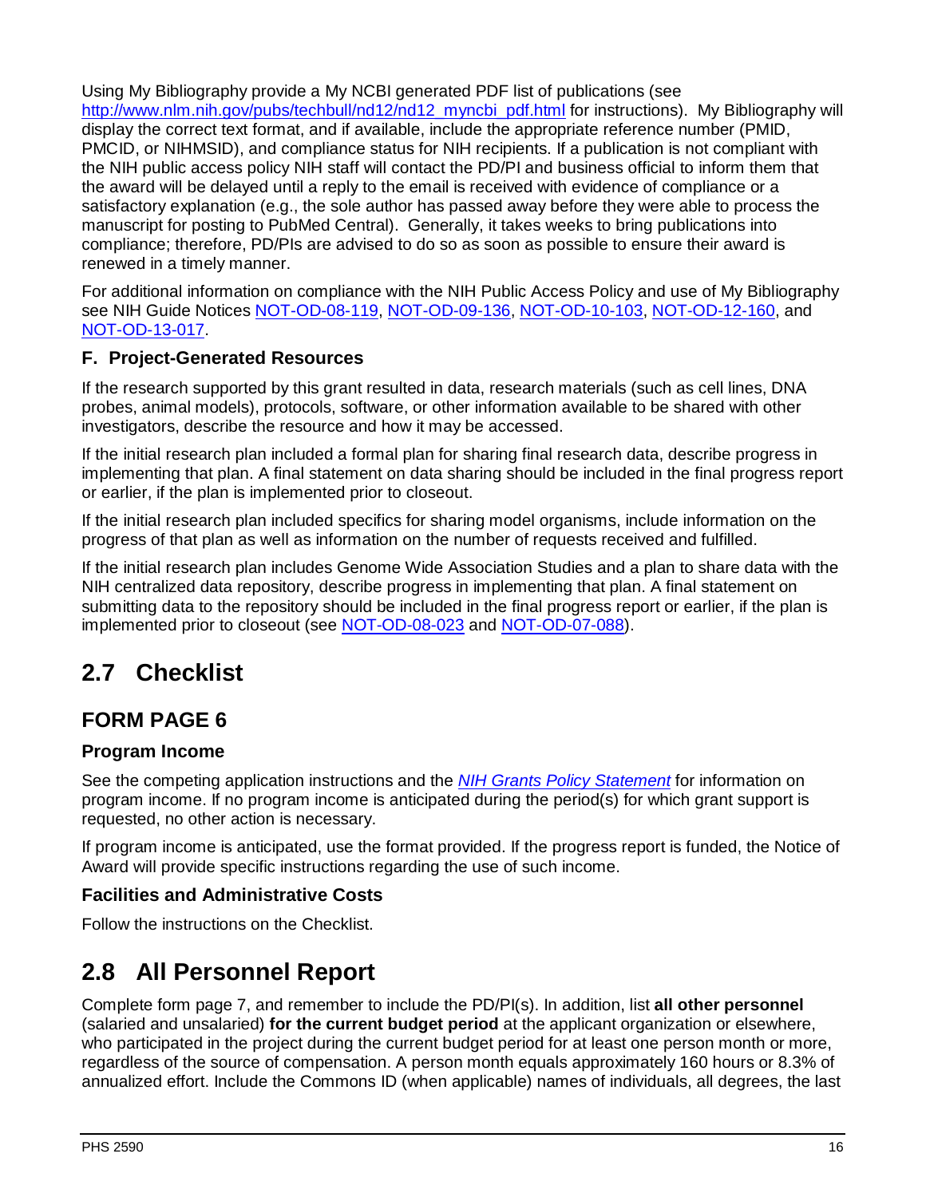Using My Bibliography provide a My NCBI generated PDF list of publications (see http://www.nlm.nih.gov/pubs/techbull/nd12/nd12_myncbi_pdf.html for instructions). My Bibliography will display the correct text format, and if available, include the appropriate reference number (PMID, PMCID, or NIHMSID), and compliance status for NIH recipients. If a publication is not compliant with the NIH public access policy NIH staff will contact the PD/PI and business official to inform them that the award will be delayed until a reply to the email is received with evidence of compliance or a satisfactory explanation (e.g., the sole author has passed away before they were able to process the manuscript for posting to PubMed Central). Generally, it takes weeks to bring publications into compliance; therefore, PD/PIs are advised to do so as soon as possible to ensure their award is renewed in a timely manner.

For additional information on compliance with the NIH Public Access Policy and use of My Bibliography see NIH Guide Notices NOT-OD-08-119, NOT-OD-09-136, NOT-OD-10-103, NOT-OD-12-160, and NOT-OD-13-017.

### F. Project-Generated Resources

If the research supported by this grant resulted in data, research materials (such as cell lines, DNA probes, animal models), protocols, software, or other information available to be shared with other investigators, describe the resource and how it may be accessed.

If the initial research plan included a formal plan for sharing final research data, describe progress in implementing that plan. A final statement on data sharing should be included in the final progress report or earlier, if the plan is implemented prior to closeout.

If the initial research plan included specifics for sharing model organisms, include information on the progress of that plan as well as information on the number of requests received and fulfilled.

If the initial research plan includes Genome Wide Association Studies and a plan to share data with the NIH centralized data repository, describe progress in implementing that plan. A final statement on submitting data to the repository should be included in the final progress report or earlier, if the plan is implemented prior to closeout (see NOT-OD-08-023 and NOT-OD-07-088).

# 2.7 Checklist

## FORM PAGE 6

### Program Income

See the competing application instructions and the *NIH Grants Policy Statement* for information on program income. If no program income is anticipated during the period(s) for which grant support is requested, no other action is necessary.

If program income is anticipated, use the format provided. If the progress report is funded, the Notice of Award will provide specific instructions regarding the use of such income.

### Facilities and Administrative Costs

Follow the instructions on the Checklist.

# 2.8 All Personnel Report

Complete form page 7, and remember to include the PD/PI(s). In addition, list **all other personnel** (salaried and unsalaried) **for the current budget period** at the applicant organization or elsewhere, who participated in the project during the current budget period for at least one person month or more, regardless of the source of compensation. A person month equals approximately 160 hours or 8.3% of annualized effort. Include the Commons ID (when applicable) names of individuals, all degrees, the last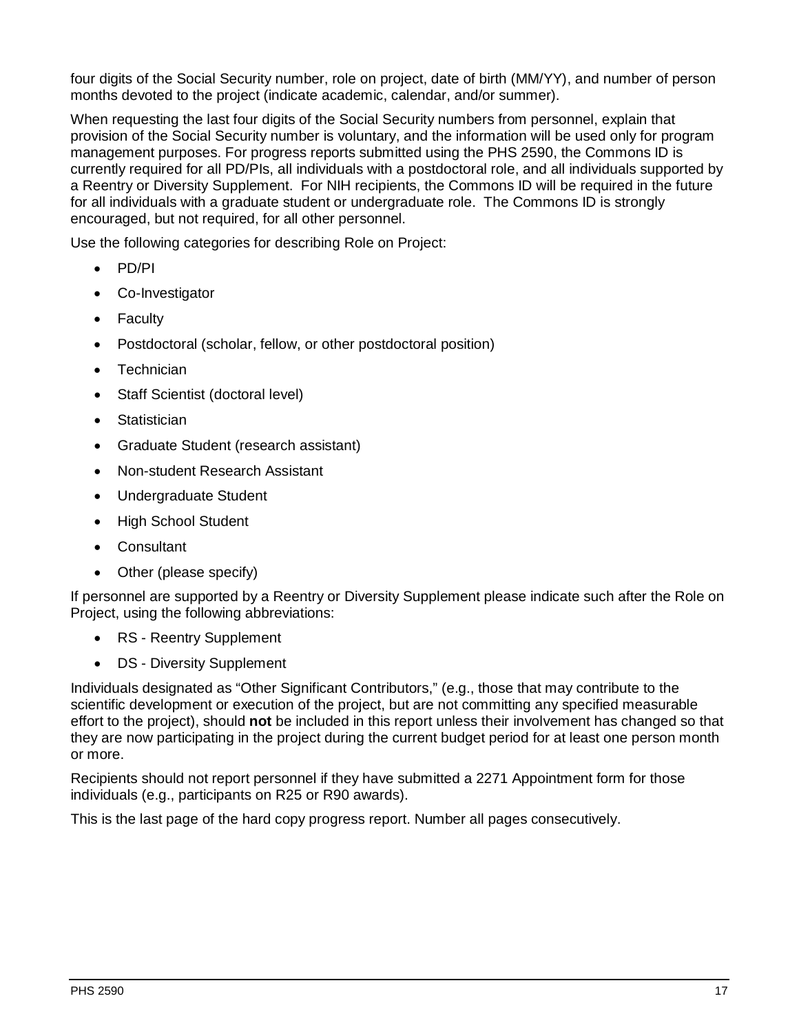four digits of the Social Security number, role on project, date of birth (MM/YY), and number of person months devoted to the project (indicate academic, calendar, and/or summer).

When requesting the last four digits of the Social Security numbers from personnel, explain that provision of the Social Security number is voluntary, and the information will be used only for program management purposes. For progress reports submitted using the PHS 2590, the Commons ID is currently required for all PD/PIs, all individuals with a postdoctoral role, and all individuals supported by a Reentry or Diversity Supplement. For NIH recipients, the Commons ID will be required in the future for all individuals with a graduate student or undergraduate role. The Commons ID is strongly encouraged, but not required, for all other personnel.

Use the following categories for describing Role on Project:

- PD/PI
- Co-Investigator
- Faculty
- Postdoctoral (scholar, fellow, or other postdoctoral position)
- Technician
- Staff Scientist (doctoral level)
- Statistician
- Graduate Student (research assistant)
- Non-student Research Assistant
- Undergraduate Student
- High School Student
- Consultant
- Other (please specify)

If personnel are supported by a Reentry or Diversity Supplement please indicate such after the Role on Project, using the following abbreviations:

- RS - Reentry Supplement
- DS - Diversity Supplement

Individuals designated as “Other Significant Contributors,” (e.g., those that may contribute to the scientific development or execution of the project, but are not committing any specified measurable effort to the project), should **not** be included in this report unless their involvement has changed so that they are now participating in the project during the current budget period for at least one person month or more.

Recipients should not report personnel if they have submitted a 2271 Appointment form for those individuals (e.g., participants on R25 or R90 awards).

This is the last page of the hard copy progress report. Number all pages consecutively.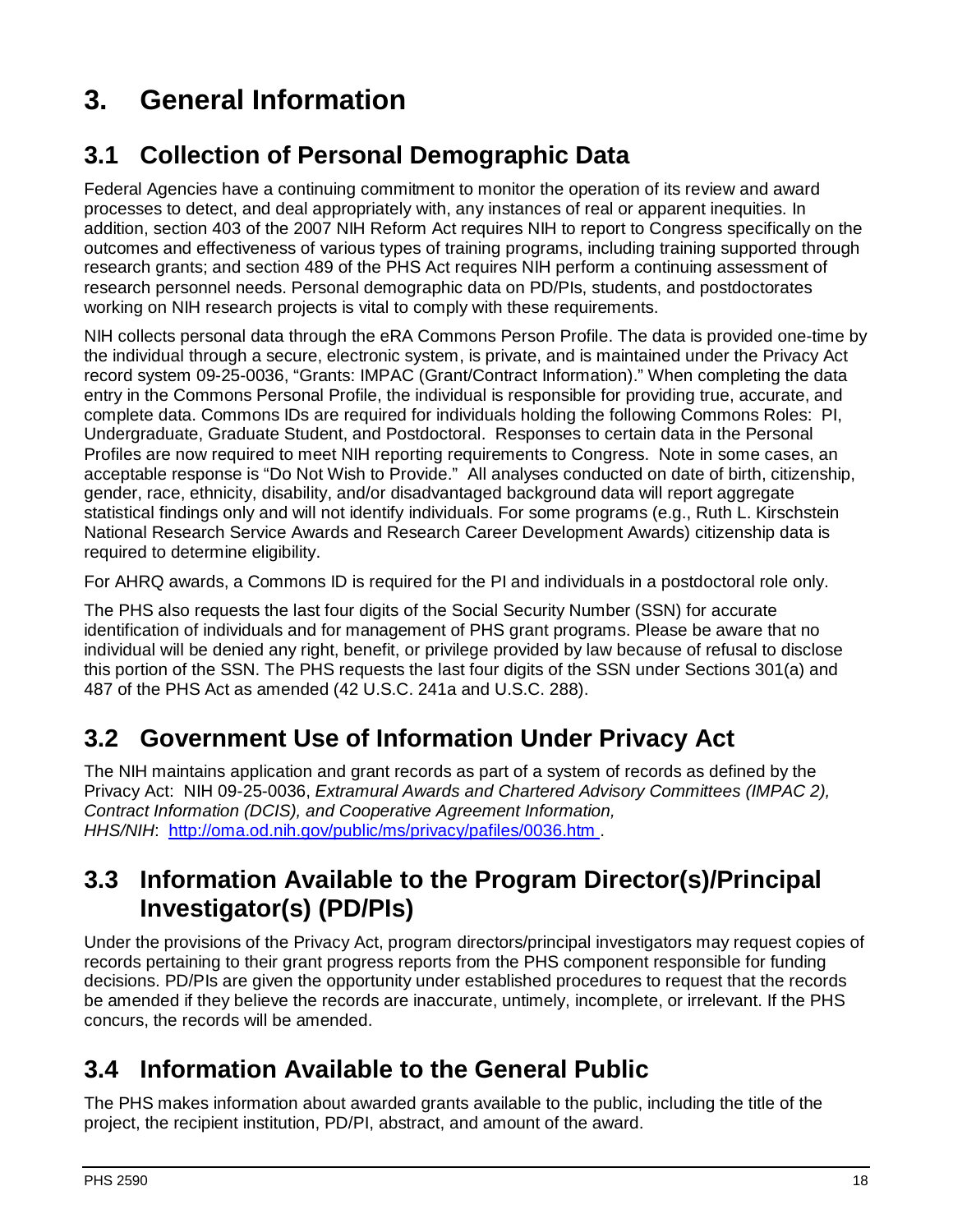# 3. General Information

## 3.1 Collection of Personal Demographic Data

Federal Agencies have a continuing commitment to monitor the operation of its review and award processes to detect, and deal appropriately with, any instances of real or apparent inequities. In addition, section 403 of the 2007 NIH Reform Act requires NIH to report to Congress specifically on the outcomes and effectiveness of various types of training programs, including training supported through research grants; and section 489 of the PHS Act requires NIH perform a continuing assessment of research personnel needs. Personal demographic data on PD/PIs, students, and postdoctorates working on NIH research projects is vital to comply with these requirements.

NIH collects personal data through the eRA Commons Person Profile. The data is provided one-time by the individual through a secure, electronic system, is private, and is maintained under the Privacy Act record system 09-25-0036, "Grants: IMPAC (Grant/Contract Information)." When completing the data entry in the Commons Personal Profile, the individual is responsible for providing true, accurate, and complete data. Commons IDs are required for individuals holding the following Commons Roles: PI, Undergraduate, Graduate Student, and Postdoctoral. Responses to certain data in the Personal Profiles are now required to meet NIH reporting requirements to Congress. Note in some cases, an acceptable response is "Do Not Wish to Provide." All analyses conducted on date of birth, citizenship, gender, race, ethnicity, disability, and/or disadvantaged background data will report aggregate statistical findings only and will not identify individuals. For some programs (e.g., Ruth L. Kirschstein National Research Service Awards and Research Career Development Awards) citizenship data is required to determine eligibility.

For AHRQ awards, a Commons ID is required for the PI and individuals in a postdoctoral role only.

The PHS also requests the last four digits of the Social Security Number (SSN) for accurate identification of individuals and for management of PHS grant programs. Please be aware that no individual will be denied any right, benefit, or privilege provided by law because of refusal to disclose this portion of the SSN. The PHS requests the last four digits of the SSN under Sections 301(a) and 487 of the PHS Act as amended (42 U.S.C. 241a and U.S.C. 288).

## 3.2 Government Use of Information Under Privacy Act

The NIH maintains application and grant records as part of a system of records as defined by the Privacy Act: NIH 09-25-0036, *Extramural Awards and Chartered Advisory Committees (IMPAC 2), Contract Information (DCIS), and Cooperative Agreement Information, HHS/NIH*: [http://oma.od.nih.gov/public/ms/privacy/pafiles/0036.htm](http://oma.od.nih.gov/public/ms/privacy/pafiles/0036.htm).

## 3.3 Information Available to the Program Director(s)/Principal Investigator(s) (PD/PIs)

Under the provisions of the Privacy Act, program directors/principal investigators may request copies of records pertaining to their grant progress reports from the PHS component responsible for funding decisions. PD/PIs are given the opportunity under established procedures to request that the records be amended if they believe the records are inaccurate, untimely, incomplete, or irrelevant. If the PHS concurs, the records will be amended.

## 3.4 Information Available to the General Public

The PHS makes information about awarded grants available to the public, including the title of the project, the recipient institution, PD/PI, abstract, and amount of the award.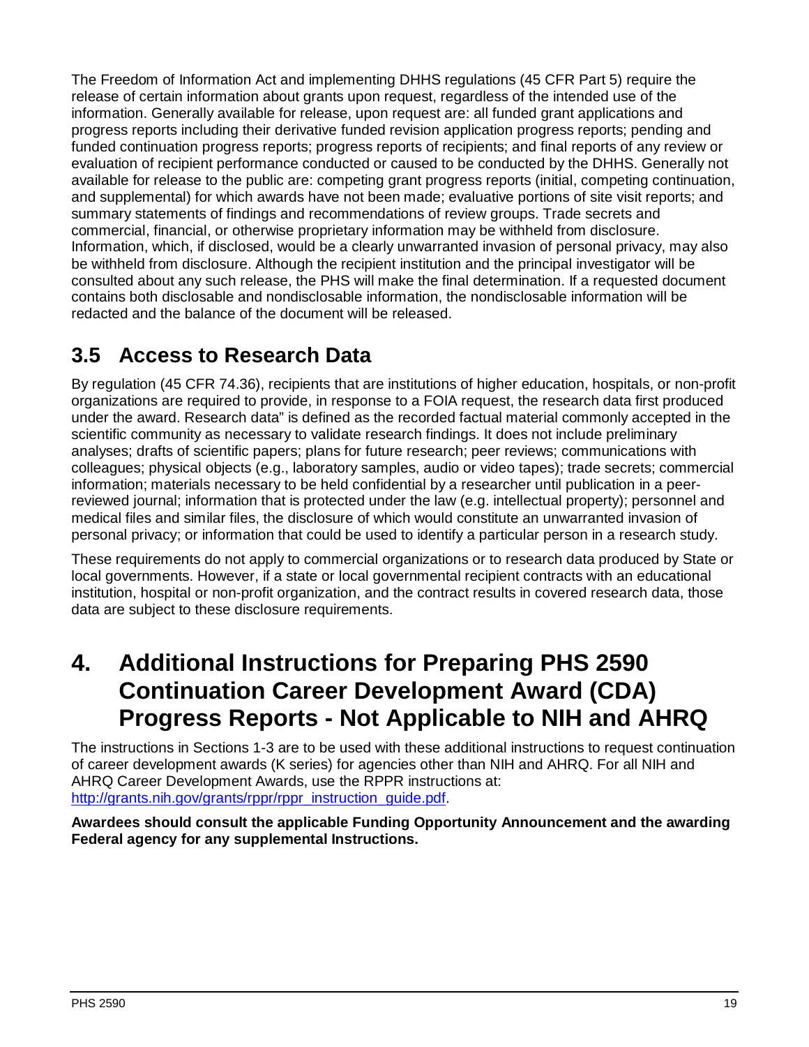The Freedom of Information Act and implementing DHHS regulations (45 CFR Part 5) require the release of certain information about grants upon request, regardless of the intended use of the information. Generally available for release, upon request are: all funded grant applications and progress reports including their derivative funded revision application progress reports; pending and funded continuation progress reports; progress reports of recipients; and final reports of any review or evaluation of recipient performance conducted or caused to be conducted by the DHHS. Generally not available for release to the public are: competing grant progress reports (initial, competing continuation, and supplemental) for which awards have not been made; evaluative portions of site visit reports; and summary statements of findings and recommendations of review groups. Trade secrets and commercial, financial, or otherwise proprietary information may be withheld from disclosure. Information, which, if disclosed, would be a clearly unwarranted invasion of personal privacy, may also be withheld from disclosure. Although the recipient institution and the principal investigator will be consulted about any such release, the PHS will make the final determination. If a requested document contains both disclosable and nondisclosable information, the nondisclosable information will be redacted and the balance of the document will be released.

## 3.5 Access to Research Data

By regulation (45 CFR 74.36), recipients that are institutions of higher education, hospitals, or non-profit organizations are required to provide, in response to a FOIA request, the research data first produced under the award. Research data" is defined as the recorded factual material commonly accepted in the scientific community as necessary to validate research findings. It does not include preliminary analyses; drafts of scientific papers; plans for future research; peer reviews; communications with colleagues; physical objects (e.g., laboratory samples, audio or video tapes); trade secrets; commercial information; materials necessary to be held confidential by a researcher until publication in a peer-reviewed journal; information that is protected under the law (e.g. intellectual property); personnel and medical files and similar files, the disclosure of which would constitute an unwarranted invasion of personal privacy; or information that could be used to identify a particular person in a research study.

These requirements do not apply to commercial organizations or to research data produced by State or local governments. However, if a state or local governmental recipient contracts with an educational institution, hospital or non-profit organization, and the contract results in covered research data, those data are subject to these disclosure requirements.

# 4. Additional Instructions for Preparing PHS 2590 Continuation Career Development Award (CDA) Progress Reports - Not Applicable to NIH and AHRQ

The instructions in Sections 1-3 are to be used with these additional instructions to request continuation of career development awards (K series) for agencies other than NIH and AHRQ. For all NIH and AHRQ Career Development Awards, use the RPPR instructions at: [http://grants.nih.gov/grants/rppr/rppr_instruction_guide.pdf](http://grants.nih.gov/grants/rppr/rppr_instruction_guide.pdf).

**Awardees should consult the applicable Funding Opportunity Announcement and the awarding Federal agency for any supplemental Instructions.**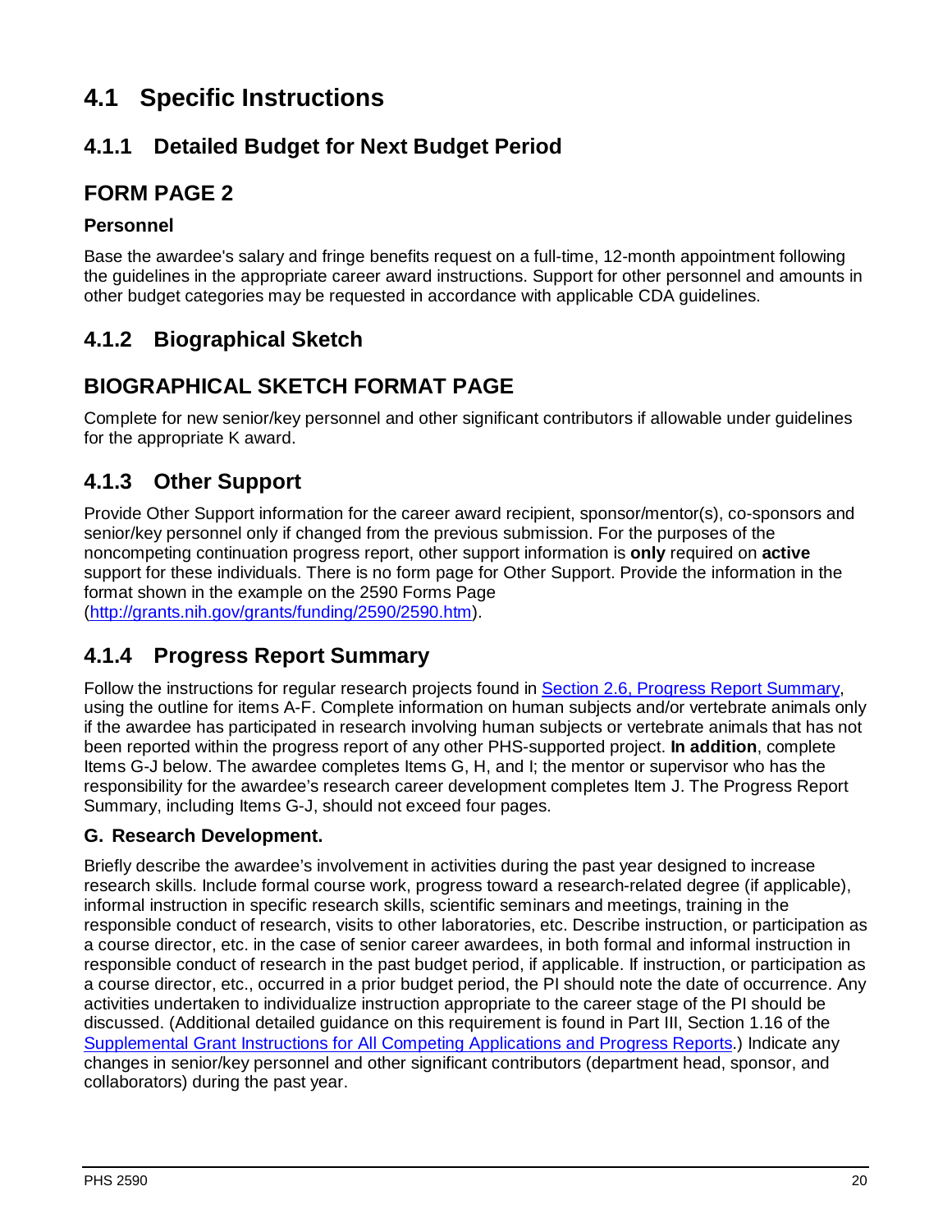# 4.1 Specific Instructions

## 4.1.1 Detailed Budget for Next Budget Period

## FORM PAGE 2

### Personnel

Base the awardee's salary and fringe benefits request on a full-time, 12-month appointment following the guidelines in the appropriate career award instructions. Support for other personnel and amounts in other budget categories may be requested in accordance with applicable CDA guidelines.

## 4.1.2 Biographical Sketch

## BIOGRAPHICAL SKETCH FORMAT PAGE

Complete for new senior/key personnel and other significant contributors if allowable under guidelines for the appropriate K award.

## 4.1.3 Other Support

Provide Other Support information for the career award recipient, sponsor/mentor(s), co-sponsors and senior/key personnel only if changed from the previous submission. For the purposes of the noncompeting continuation progress report, other support information is **only** required on **active** support for these individuals. There is no form page for Other Support. Provide the information in the format shown in the example on the 2590 Forms Page (http://grants.nih.gov/grants/funding/2590/2590.htm).

## 4.1.4 Progress Report Summary

Follow the instructions for regular research projects found in Section 2.6, Progress Report Summary, using the outline for items A-F. Complete information on human subjects and/or vertebrate animals only if the awardee has participated in research involving human subjects or vertebrate animals that has not been reported within the progress report of any other PHS-supported project. **In addition**, complete Items G-J below. The awardee completes Items G, H, and I; the mentor or supervisor who has the responsibility for the awardee's research career development completes Item J. The Progress Report Summary, including Items G-J, should not exceed four pages.

### G. Research Development.

Briefly describe the awardee's involvement in activities during the past year designed to increase research skills. Include formal course work, progress toward a research-related degree (if applicable), informal instruction in specific research skills, scientific seminars and meetings, training in the responsible conduct of research, visits to other laboratories, etc. Describe instruction, or participation as a course director, etc. in the case of senior career awardees, in both formal and informal instruction in responsible conduct of research in the past budget period, if applicable. If instruction, or participation as a course director, etc., occurred in a prior budget period, the PI should note the date of occurrence. Any activities undertaken to individualize instruction appropriate to the career stage of the PI should be discussed. (Additional detailed guidance on this requirement is found in Part III, Section 1.16 of the Supplemental Grant Instructions for All Competing Applications and Progress Reports.) Indicate any changes in senior/key personnel and other significant contributors (department head, sponsor, and collaborators) during the past year.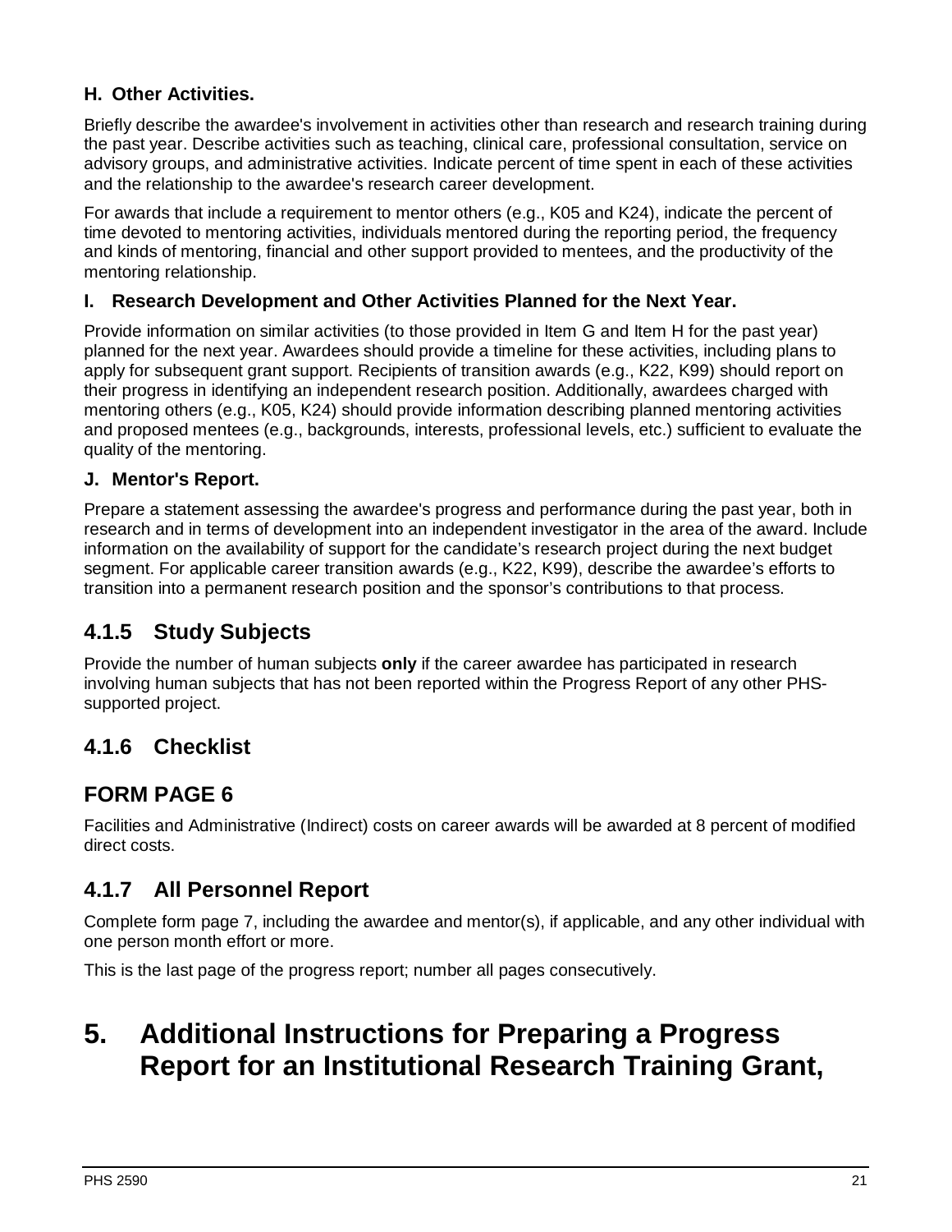#### H. Other Activities.

Briefly describe the awardee's involvement in activities other than research and research training during the past year. Describe activities such as teaching, clinical care, professional consultation, service on advisory groups, and administrative activities. Indicate percent of time spent in each of these activities and the relationship to the awardee's research career development.

For awards that include a requirement to mentor others (e.g., K05 and K24), indicate the percent of time devoted to mentoring activities, individuals mentored during the reporting period, the frequency and kinds of mentoring, financial and other support provided to mentees, and the productivity of the mentoring relationship.

#### I. Research Development and Other Activities Planned for the Next Year.

Provide information on similar activities (to those provided in Item G and Item H for the past year) planned for the next year. Awardees should provide a timeline for these activities, including plans to apply for subsequent grant support. Recipients of transition awards (e.g., K22, K99) should report on their progress in identifying an independent research position. Additionally, awardees charged with mentoring others (e.g., K05, K24) should provide information describing planned mentoring activities and proposed mentees (e.g., backgrounds, interests, professional levels, etc.) sufficient to evaluate the quality of the mentoring.

#### J. Mentor's Report.

Prepare a statement assessing the awardee's progress and performance during the past year, both in research and in terms of development into an independent investigator in the area of the award. Include information on the availability of support for the candidate's research project during the next budget segment. For applicable career transition awards (e.g., K22, K99), describe the awardee's efforts to transition into a permanent research position and the sponsor's contributions to that process.

### 4.1.5 Study Subjects

Provide the number of human subjects **only** if the career awardee has participated in research involving human subjects that has not been reported within the Progress Report of any other PHS-supported project.

### 4.1.6 Checklist

### FORM PAGE 6

Facilities and Administrative (Indirect) costs on career awards will be awarded at 8 percent of modified direct costs.

### 4.1.7 All Personnel Report

Complete form page 7, including the awardee and mentor(s), if applicable, and any other individual with one person month effort or more.

This is the last page of the progress report; number all pages consecutively.

# 5. Additional Instructions for Preparing a Progress Report for an Institutional Research Training Grant,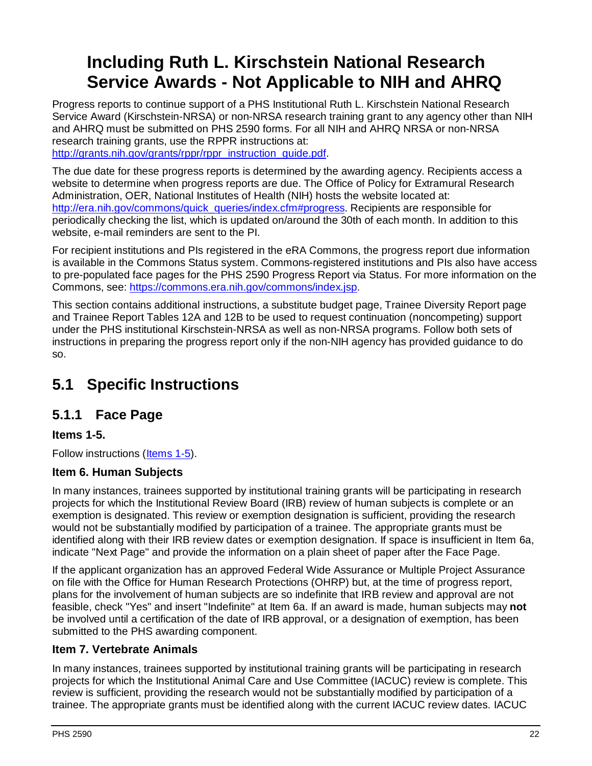# Including Ruth L. Kirschstein National Research Service Awards - Not Applicable to NIH and AHRQ

Progress reports to continue support of a PHS Institutional Ruth L. Kirschstein National Research Service Award (Kirschstein-NRSA) or non-NRSA research training grant to any agency other than NIH and AHRQ must be submitted on PHS 2590 forms. For all NIH and AHRQ NRSA or non-NRSA research training grants, use the RPPR instructions at: [http://grants.nih.gov/grants/rppr/rppr_instruction_guide.pdf](http://grants.nih.gov/grants/rppr/rppr_instruction_guide.pdf).

The due date for these progress reports is determined by the awarding agency. Recipients access a website to determine when progress reports are due. The Office of Policy for Extramural Research Administration, OER, National Institutes of Health (NIH) hosts the website located at: [http://era.nih.gov/commons/quick_queries/index.cfm#progress](http://era.nih.gov/commons/quick_queries/index.cfm#progress). Recipients are responsible for periodically checking the list, which is updated on/around the 30th of each month. In addition to this website, e-mail reminders are sent to the PI.

For recipient institutions and PIs registered in the eRA Commons, the progress report due information is available in the Commons Status system. Commons-registered institutions and PIs also have access to pre-populated face pages for the PHS 2590 Progress Report via Status. For more information on the Commons, see: [https://commons.era.nih.gov/commons/index.jsp](https://commons.era.nih.gov/commons/index.jsp).

This section contains additional instructions, a substitute budget page, Trainee Diversity Report page and Trainee Report Tables 12A and 12B to be used to request continuation (noncompeting) support under the PHS institutional Kirschstein-NRSA as well as non-NRSA programs. Follow both sets of instructions in preparing the progress report only if the non-NIH agency has provided guidance to do so.

## 5.1 Specific Instructions

### 5.1.1 Face Page

#### Items 1-5.

Follow instructions (Items 1-5).

#### Item 6. Human Subjects

In many instances, trainees supported by institutional training grants will be participating in research projects for which the Institutional Review Board (IRB) review of human subjects is complete or an exemption is designated. This review or exemption designation is sufficient, providing the research would not be substantially modified by participation of a trainee. The appropriate grants must be identified along with their IRB review dates or exemption designation. If space is insufficient in Item 6a, indicate "Next Page" and provide the information on a plain sheet of paper after the Face Page.

If the applicant organization has an approved Federal Wide Assurance or Multiple Project Assurance on file with the Office for Human Research Protections (OHRP) but, at the time of progress report, plans for the involvement of human subjects are so indefinite that IRB review and approval are not feasible, check "Yes" and insert "Indefinite" at Item 6a. If an award is made, human subjects may **not** be involved until a certification of the date of IRB approval, or a designation of exemption, has been submitted to the PHS awarding component.

#### Item 7. Vertebrate Animals

In many instances, trainees supported by institutional training grants will be participating in research projects for which the Institutional Animal Care and Use Committee (IACUC) review is complete. This review is sufficient, providing the research would not be substantially modified by participation of a trainee. The appropriate grants must be identified along with the current IACUC review dates. IACUC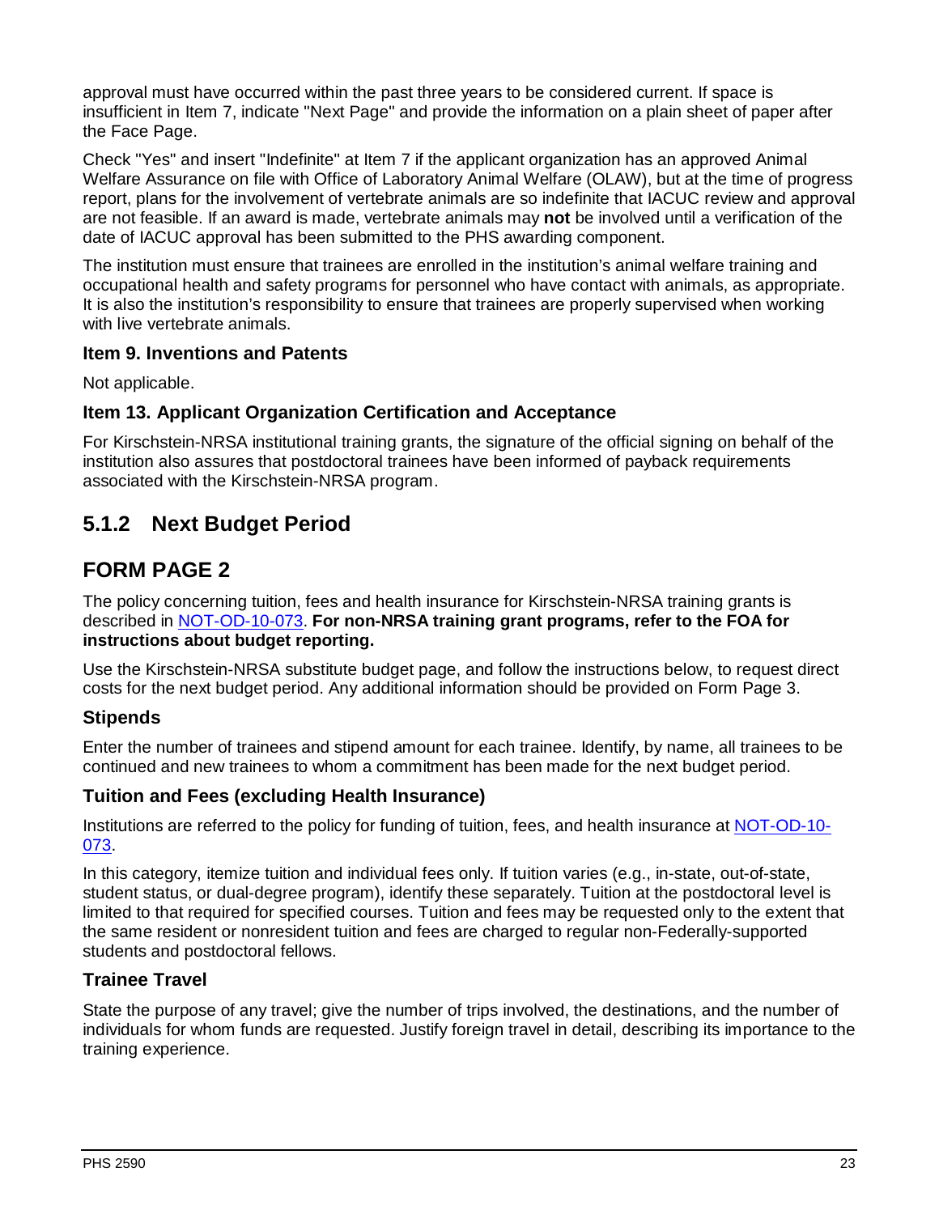approval must have occurred within the past three years to be considered current. If space is insufficient in Item 7, indicate "Next Page" and provide the information on a plain sheet of paper after the Face Page.

Check "Yes" and insert "Indefinite" at Item 7 if the applicant organization has an approved Animal Welfare Assurance on file with Office of Laboratory Animal Welfare (OLAW), but at the time of progress report, plans for the involvement of vertebrate animals are so indefinite that IACUC review and approval are not feasible. If an award is made, vertebrate animals may **not** be involved until a verification of the date of IACUC approval has been submitted to the PHS awarding component.

The institution must ensure that trainees are enrolled in the institution's animal welfare training and occupational health and safety programs for personnel who have contact with animals, as appropriate. It is also the institution's responsibility to ensure that trainees are properly supervised when working with live vertebrate animals.

### Item 9. Inventions and Patents

Not applicable.

### Item 13. Applicant Organization Certification and Acceptance

For Kirschstein-NRSA institutional training grants, the signature of the official signing on behalf of the institution also assures that postdoctoral trainees have been informed of payback requirements associated with the Kirschstein-NRSA program.

## 5.1.2 Next Budget Period

## FORM PAGE 2

The policy concerning tuition, fees and health insurance for Kirschstein-NRSA training grants is described in [NOT-OD-10-073](). **For non-NRSA training grant programs, refer to the FOA for instructions about budget reporting.**

Use the Kirschstein-NRSA substitute budget page, and follow the instructions below, to request direct costs for the next budget period. Any additional information should be provided on Form Page 3.

### Stipends

Enter the number of trainees and stipend amount for each trainee. Identify, by name, all trainees to be continued and new trainees to whom a commitment has been made for the next budget period.

### Tuition and Fees (excluding Health Insurance)

Institutions are referred to the policy for funding of tuition, fees, and health insurance at [NOT-OD-10-073]().

In this category, itemize tuition and individual fees only. If tuition varies (e.g., in-state, out-of-state, student status, or dual-degree program), identify these separately. Tuition at the postdoctoral level is limited to that required for specified courses. Tuition and fees may be requested only to the extent that the same resident or nonresident tuition and fees are charged to regular non-Federally-supported students and postdoctoral fellows.

### Trainee Travel

State the purpose of any travel; give the number of trips involved, the destinations, and the number of individuals for whom funds are requested. Justify foreign travel in detail, describing its importance to the training experience.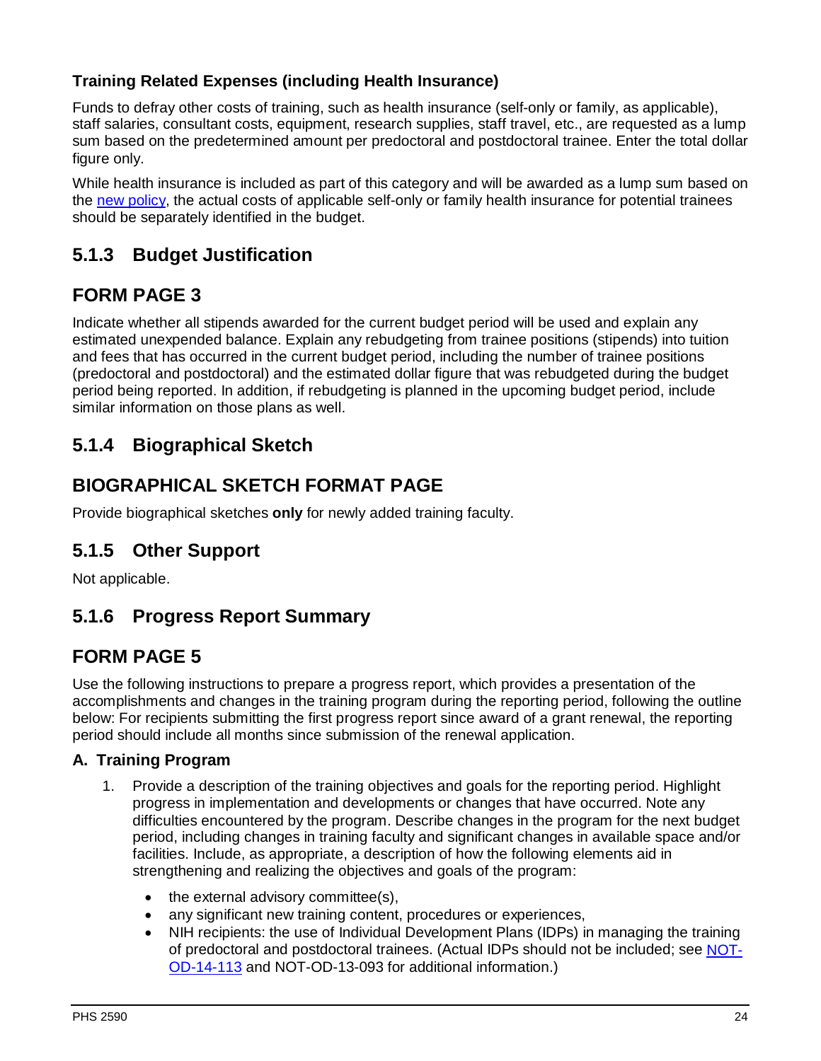**Training Related Expenses (including Health Insurance)**

Funds to defray other costs of training, such as health insurance (self-only or family, as applicable), staff salaries, consultant costs, equipment, research supplies, staff travel, etc., are requested as a lump sum based on the predetermined amount per predoctoral and postdoctoral trainee. Enter the total dollar figure only.

While health insurance is included as part of this category and will be awarded as a lump sum based on the new policy, the actual costs of applicable self-only or family health insurance for potential trainees should be separately identified in the budget.

## 5.1.3 Budget Justification

## FORM PAGE 3

Indicate whether all stipends awarded for the current budget period will be used and explain any estimated unexpended balance. Explain any rebudgeting from trainee positions (stipends) into tuition and fees that has occurred in the current budget period, including the number of trainee positions (predoctoral and postdoctoral) and the estimated dollar figure that was rebudgeted during the budget period being reported. In addition, if rebudgeting is planned in the upcoming budget period, include similar information on those plans as well.

## 5.1.4 Biographical Sketch

## BIOGRAPHICAL SKETCH FORMAT PAGE

Provide biographical sketches **only** for newly added training faculty.

## 5.1.5 Other Support

Not applicable.

## 5.1.6 Progress Report Summary

## FORM PAGE 5

Use the following instructions to prepare a progress report, which provides a presentation of the accomplishments and changes in the training program during the reporting period, following the outline below: For recipients submitting the first progress report since award of a grant renewal, the reporting period should include all months since submission of the renewal application.

### A. Training Program

1. Provide a description of the training objectives and goals for the reporting period. Highlight progress in implementation and developments or changes that have occurred. Note any difficulties encountered by the program. Describe changes in the program for the next budget period, including changes in training faculty and significant changes in available space and/or facilities. Include, as appropriate, a description of how the following elements aid in strengthening and realizing the objectives and goals of the program:
    - the external advisory committee(s),
    - any significant new training content, procedures or experiences,
    - NIH recipients: the use of Individual Development Plans (IDPs) in managing the training of predoctoral and postdoctoral trainees. (Actual IDPs should not be included; see NOT-OD-14-113 and NOT-OD-13-093 for additional information.)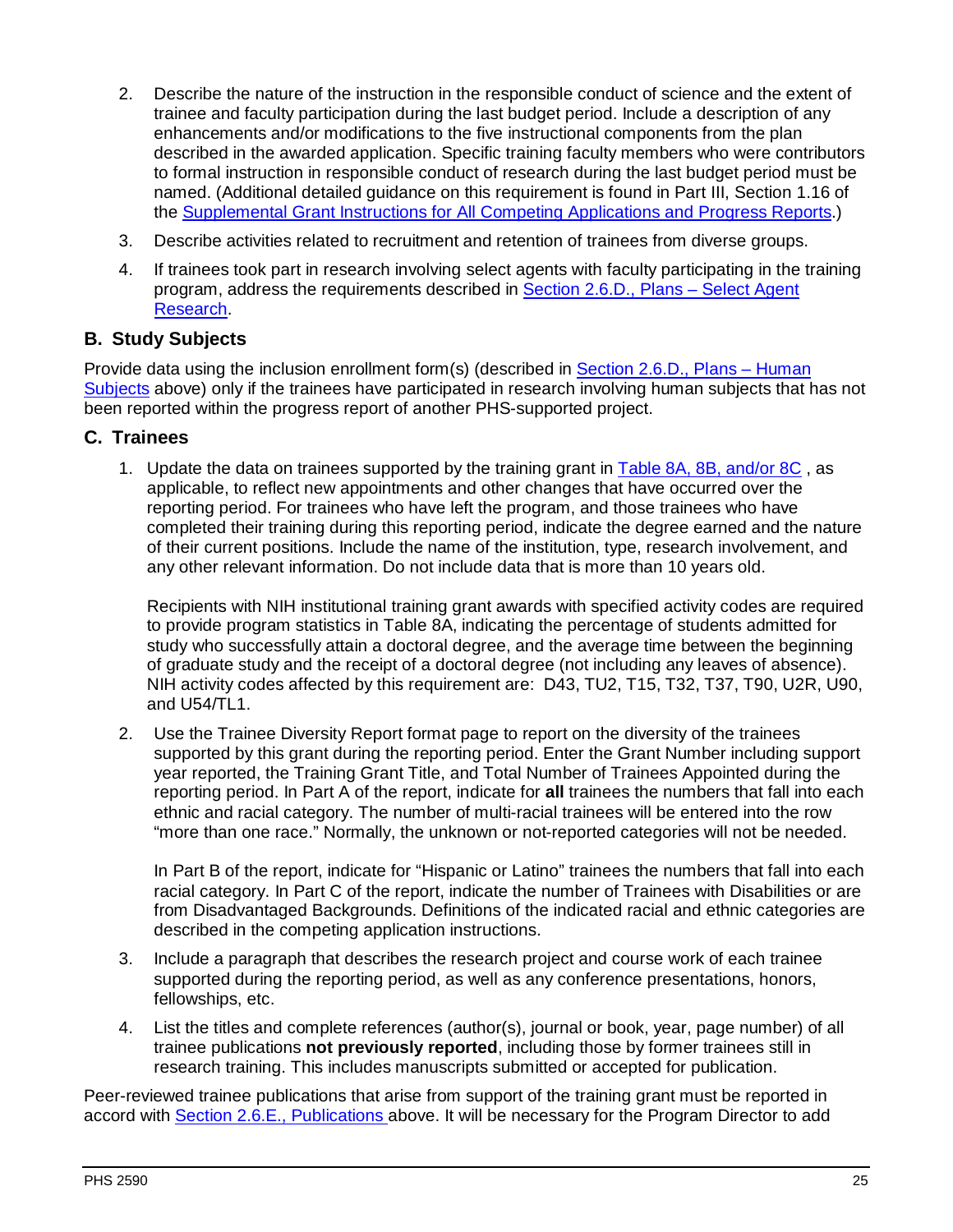2. Describe the nature of the instruction in the responsible conduct of science and the extent of trainee and faculty participation during the last budget period. Include a description of any enhancements and/or modifications to the five instructional components from the plan described in the awarded application. Specific training faculty members who were contributors to formal instruction in responsible conduct of research during the last budget period must be named. (Additional detailed guidance on this requirement is found in Part III, Section 1.16 of the Supplemental Grant Instructions for All Competing Applications and Progress Reports.)

3. Describe activities related to recruitment and retention of trainees from diverse groups.

4. If trainees took part in research involving select agents with faculty participating in the training program, address the requirements described in Section 2.6.D., Plans – Select Agent Research.

## B. Study Subjects

Provide data using the inclusion enrollment form(s) (described in Section 2.6.D., Plans – Human Subjects above) only if the trainees have participated in research involving human subjects that has not been reported within the progress report of another PHS-supported project.

## C. Trainees

1. Update the data on trainees supported by the training grant in Table 8A, 8B, and/or 8C , as applicable, to reflect new appointments and other changes that have occurred over the reporting period. For trainees who have left the program, and those trainees who have completed their training during this reporting period, indicate the degree earned and the nature of their current positions. Include the name of the institution, type, research involvement, and any other relevant information. Do not include data that is more than 10 years old.

   Recipients with NIH institutional training grant awards with specified activity codes are required to provide program statistics in Table 8A, indicating the percentage of students admitted for study who successfully attain a doctoral degree, and the average time between the beginning of graduate study and the receipt of a doctoral degree (not including any leaves of absence). NIH activity codes affected by this requirement are: D43, TU2, T15, T32, T37, T90, U2R, U90, and U54/TL1.

2. Use the Trainee Diversity Report format page to report on the diversity of the trainees supported by this grant during the reporting period. Enter the Grant Number including support year reported, the Training Grant Title, and Total Number of Trainees Appointed during the reporting period. In Part A of the report, indicate for **all** trainees the numbers that fall into each ethnic and racial category. The number of multi-racial trainees will be entered into the row "more than one race." Normally, the unknown or not-reported categories will not be needed.

   In Part B of the report, indicate for "Hispanic or Latino" trainees the numbers that fall into each racial category. In Part C of the report, indicate the number of Trainees with Disabilities or are from Disadvantaged Backgrounds. Definitions of the indicated racial and ethnic categories are described in the competing application instructions.

3. Include a paragraph that describes the research project and course work of each trainee supported during the reporting period, as well as any conference presentations, honors, fellowships, etc.

4. List the titles and complete references (author(s), journal or book, year, page number) of all trainee publications **not previously reported**, including those by former trainees still in research training. This includes manuscripts submitted or accepted for publication.

Peer-reviewed trainee publications that arise from support of the training grant must be reported in accord with Section 2.6.E., Publications above. It will be necessary for the Program Director to add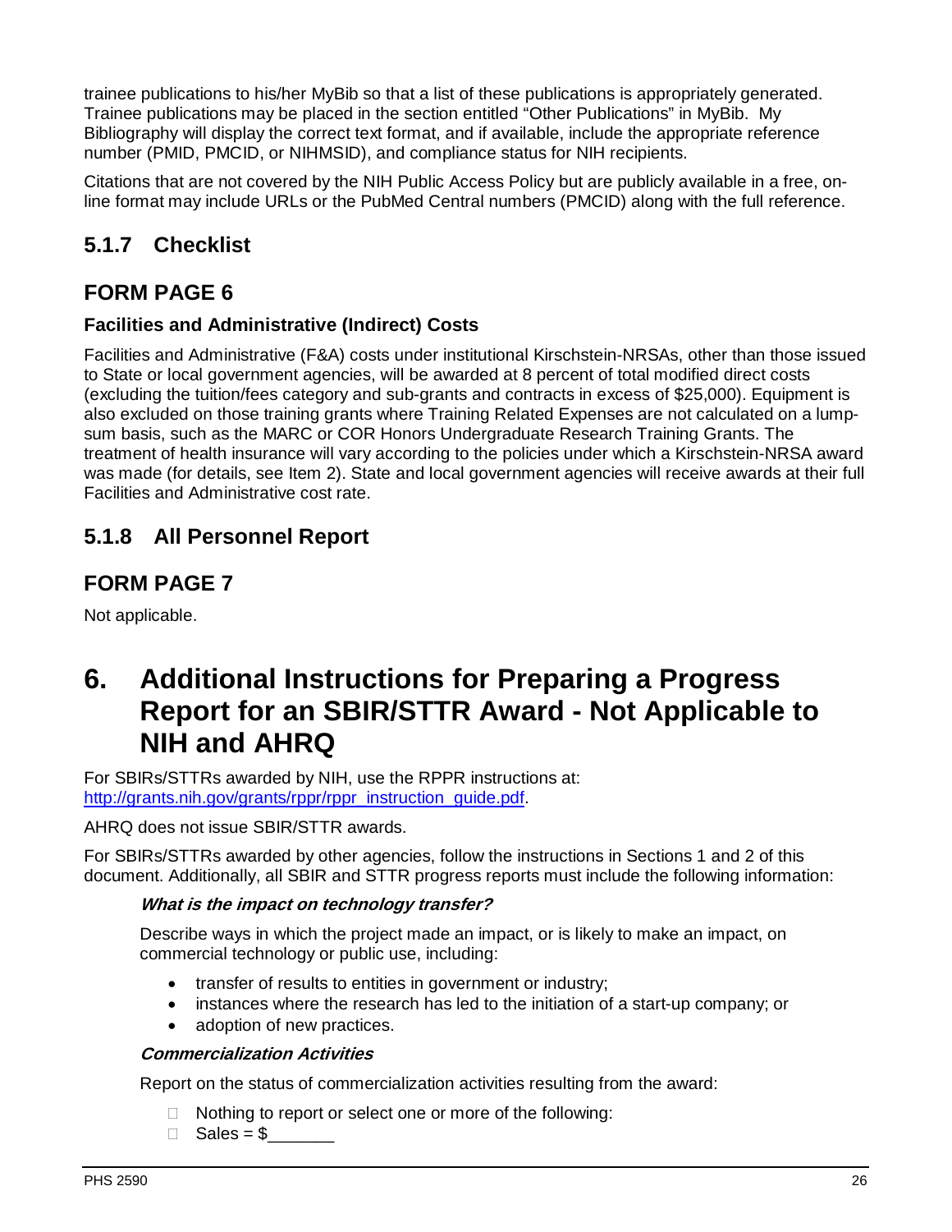trainee publications to his/her MyBib so that a list of these publications is appropriately generated. Trainee publications may be placed in the section entitled "Other Publications" in MyBib. My Bibliography will display the correct text format, and if available, include the appropriate reference number (PMID, PMCID, or NIHMSID), and compliance status for NIH recipients.

Citations that are not covered by the NIH Public Access Policy but are publicly available in a free, on-line format may include URLs or the PubMed Central numbers (PMCID) along with the full reference.

## 5.1.7 Checklist

## FORM PAGE 6

### Facilities and Administrative (Indirect) Costs

Facilities and Administrative (F&A) costs under institutional Kirschstein-NRSAs, other than those issued to State or local government agencies, will be awarded at 8 percent of total modified direct costs (excluding the tuition/fees category and sub-grants and contracts in excess of $25,000). Equipment is also excluded on those training grants where Training Related Expenses are not calculated on a lump-sum basis, such as the MARC or COR Honors Undergraduate Research Training Grants. The treatment of health insurance will vary according to the policies under which a Kirschstein-NRSA award was made (for details, see Item 2). State and local government agencies will receive awards at their full Facilities and Administrative cost rate.

## 5.1.8 All Personnel Report

## FORM PAGE 7

Not applicable.

# 6. Additional Instructions for Preparing a Progress Report for an SBIR/STTR Award - Not Applicable to NIH and AHRQ

For SBIRs/STTRs awarded by NIH, use the RPPR instructions at: [http://grants.nih.gov/grants/rppr/rppr_instruction_guide.pdf](http://grants.nih.gov/grants/rppr/rppr_instruction_guide.pdf).

AHRQ does not issue SBIR/STTR awards.

For SBIRs/STTRs awarded by other agencies, follow the instructions in Sections 1 and 2 of this document. Additionally, all SBIR and STTR progress reports must include the following information:

***What is the impact on technology transfer?***

Describe ways in which the project made an impact, or is likely to make an impact, on commercial technology or public use, including:

- transfer of results to entities in government or industry;
- instances where the research has led to the initiation of a start-up company; or
- adoption of new practices.

***Commercialization Activities***

Report on the status of commercialization activities resulting from the award:

- ☐ Nothing to report or select one or more of the following:
- ☐ Sales = $_______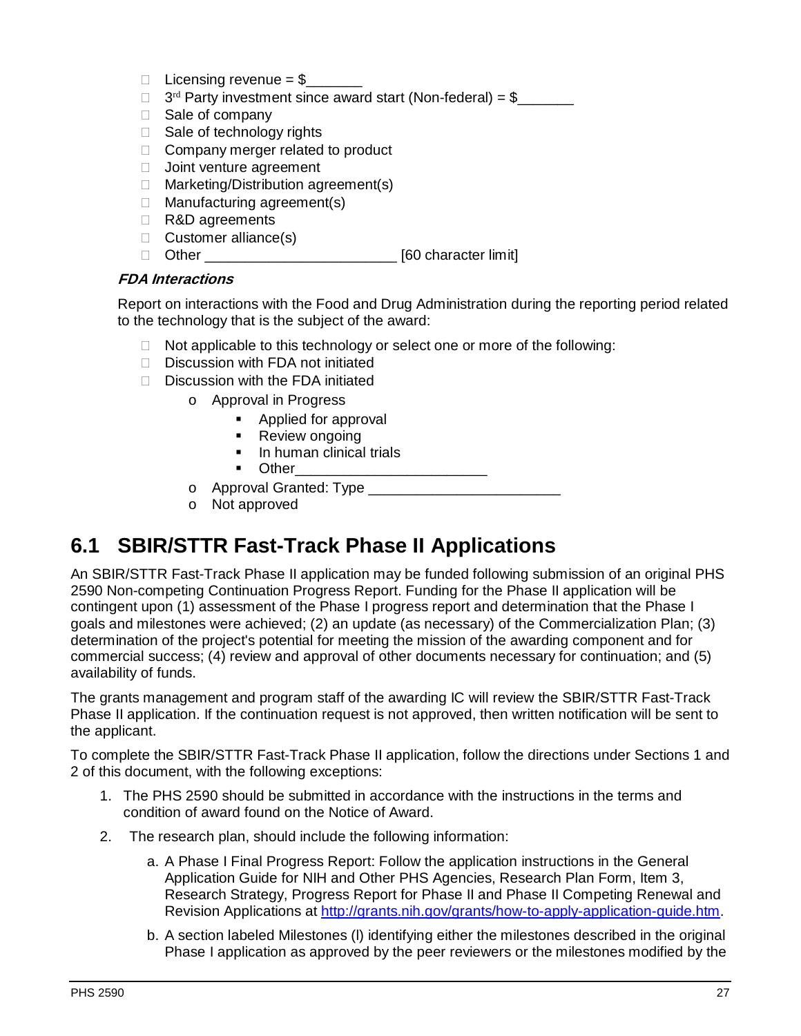- ☐ Licensing revenue = $_______
- ☐ 3rd Party investment since award start (Non-federal) = $_______
- ☐ Sale of company
- ☐ Sale of technology rights
- ☐ Company merger related to product
- ☐ Joint venture agreement
- ☐ Marketing/Distribution agreement(s)
- ☐ Manufacturing agreement(s)
- ☐ R&D agreements
- ☐ Customer alliance(s)
- ☐ Other _______________________ [60 character limit]

***FDA Interactions***

Report on interactions with the Food and Drug Administration during the reporting period related to the technology that is the subject of the award:

- ☐ Not applicable to this technology or select one or more of the following:
- ☐ Discussion with FDA not initiated
- ☐ Discussion with the FDA initiated
  - Approval in Progress
    - Applied for approval
    - Review ongoing
    - In human clinical trials
    - Other_______________________
  - Approval Granted: Type _______________________
  - Not approved

## 6.1 SBIR/STTR Fast-Track Phase II Applications

An SBIR/STTR Fast-Track Phase II application may be funded following submission of an original PHS 2590 Non-competing Continuation Progress Report. Funding for the Phase II application will be contingent upon (1) assessment of the Phase I progress report and determination that the Phase I goals and milestones were achieved; (2) an update (as necessary) of the Commercialization Plan; (3) determination of the project's potential for meeting the mission of the awarding component and for commercial success; (4) review and approval of other documents necessary for continuation; and (5) availability of funds.

The grants management and program staff of the awarding IC will review the SBIR/STTR Fast-Track Phase II application. If the continuation request is not approved, then written notification will be sent to the applicant.

To complete the SBIR/STTR Fast-Track Phase II application, follow the directions under Sections 1 and 2 of this document, with the following exceptions:

1. The PHS 2590 should be submitted in accordance with the instructions in the terms and condition of award found on the Notice of Award.
2. The research plan, should include the following information:
   a. A Phase I Final Progress Report: Follow the application instructions in the General Application Guide for NIH and Other PHS Agencies, Research Plan Form, Item 3, Research Strategy, Progress Report for Phase II and Phase II Competing Renewal and Revision Applications at http://grants.nih.gov/grants/how-to-apply-application-guide.htm.
   b. A section labeled Milestones (I) identifying either the milestones described in the original Phase I application as approved by the peer reviewers or the milestones modified by the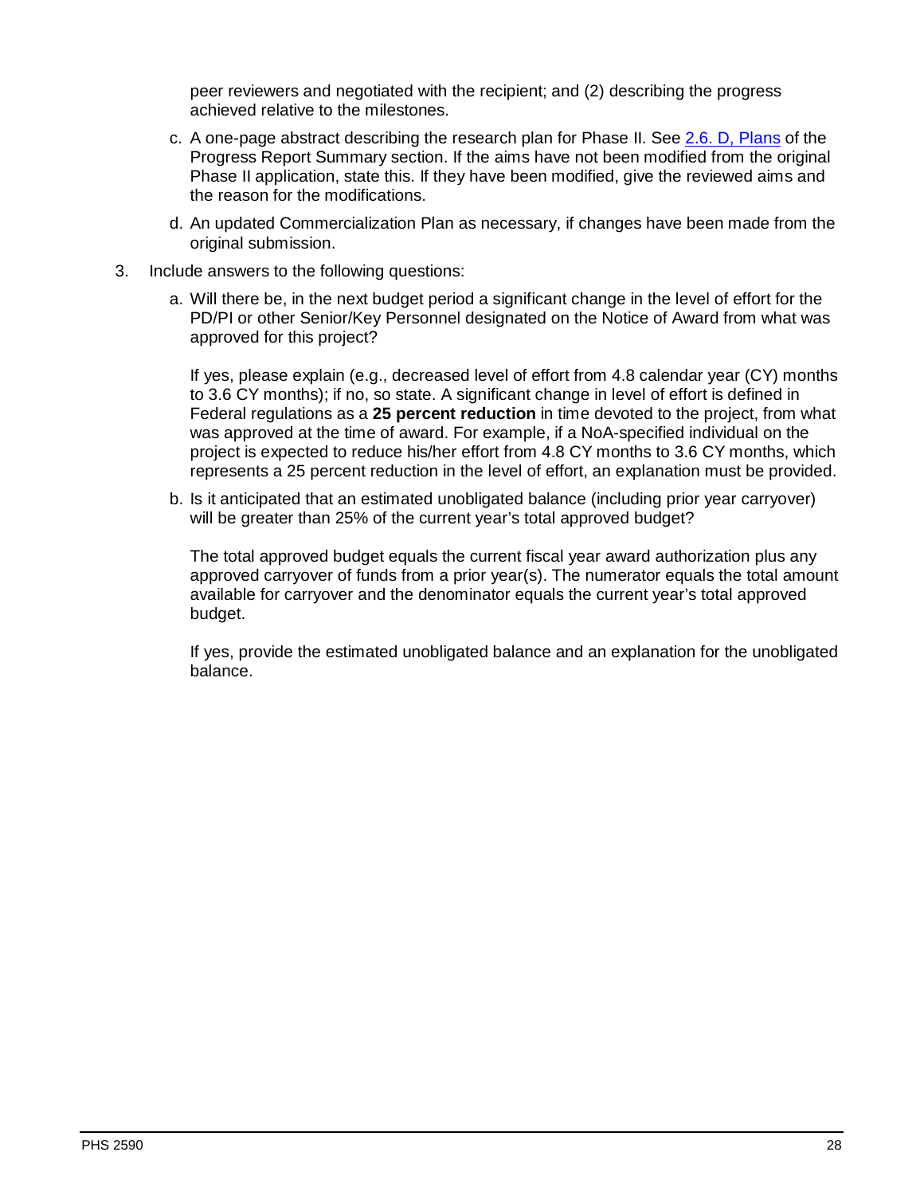peer reviewers and negotiated with the recipient; and (2) describing the progress achieved relative to the milestones.

c. A one-page abstract describing the research plan for Phase II. See 2.6. D, Plans of the Progress Report Summary section. If the aims have not been modified from the original Phase II application, state this. If they have been modified, give the reviewed aims and the reason for the modifications.

d. An updated Commercialization Plan as necessary, if changes have been made from the original submission.

3. Include answers to the following questions:

   a. Will there be, in the next budget period a significant change in the level of effort for the PD/PI or other Senior/Key Personnel designated on the Notice of Award from what was approved for this project?

      If yes, please explain (e.g., decreased level of effort from 4.8 calendar year (CY) months to 3.6 CY months); if no, so state. A significant change in level of effort is defined in Federal regulations as a **25 percent reduction** in time devoted to the project, from what was approved at the time of award. For example, if a NoA-specified individual on the project is expected to reduce his/her effort from 4.8 CY months to 3.6 CY months, which represents a 25 percent reduction in the level of effort, an explanation must be provided.

   b. Is it anticipated that an estimated unobligated balance (including prior year carryover) will be greater than 25% of the current year's total approved budget?

      The total approved budget equals the current fiscal year award authorization plus any approved carryover of funds from a prior year(s). The numerator equals the total amount available for carryover and the denominator equals the current year's total approved budget.

      If yes, provide the estimated unobligated balance and an explanation for the unobligated balance.